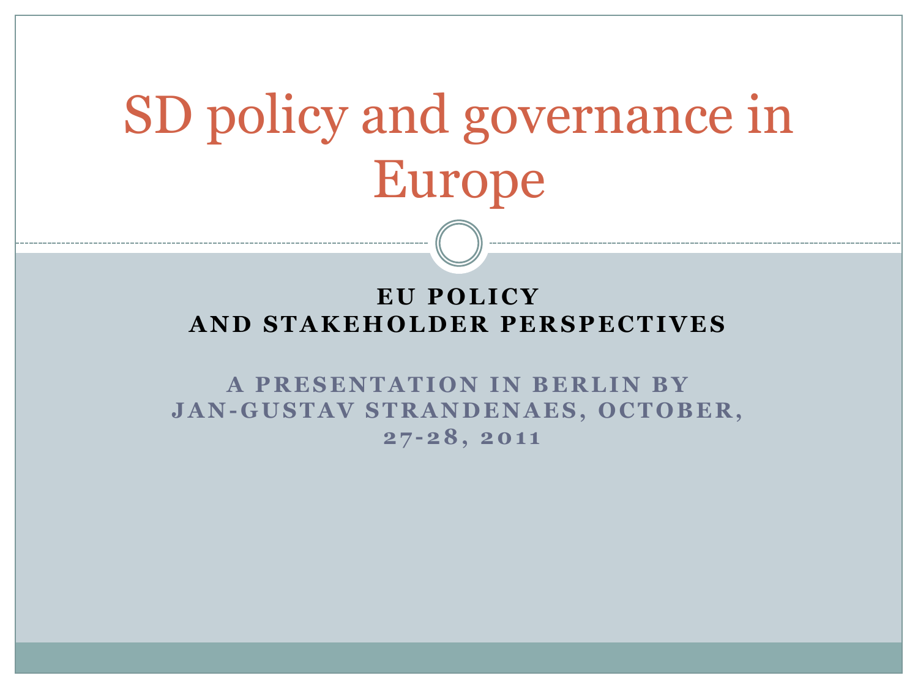# SD policy and governance in Europe

**EU POLICY AND STAKEHOLDER PERSPECTIVES**

**A PRESENTATION IN BERLIN BY JAN-GUSTAV STRANDENAES, OCTOBER, 27-28, 2011**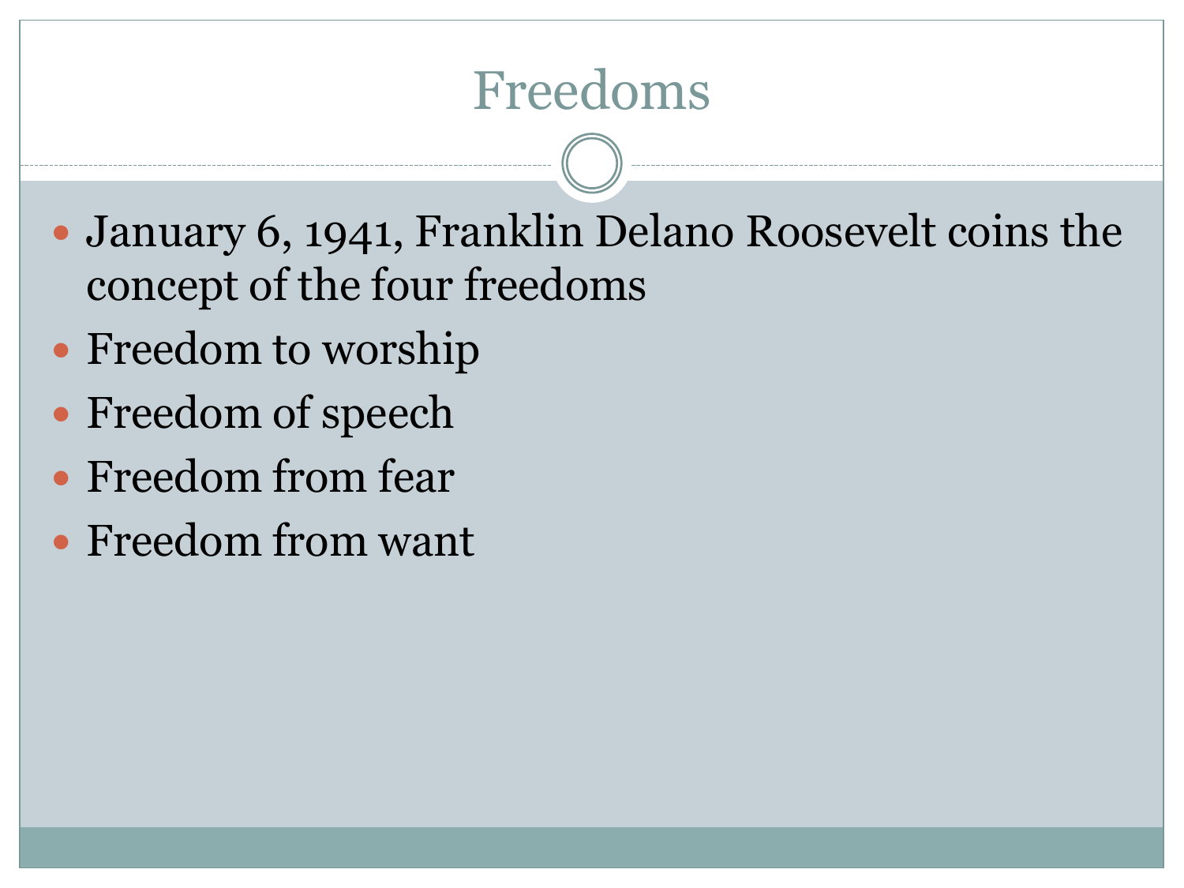# Freedoms

- January 6, 1941, Franklin Delano Roosevelt coins the concept of the four freedoms
- Freedom to worship
- Freedom of speech
- Freedom from fear
- Freedom from want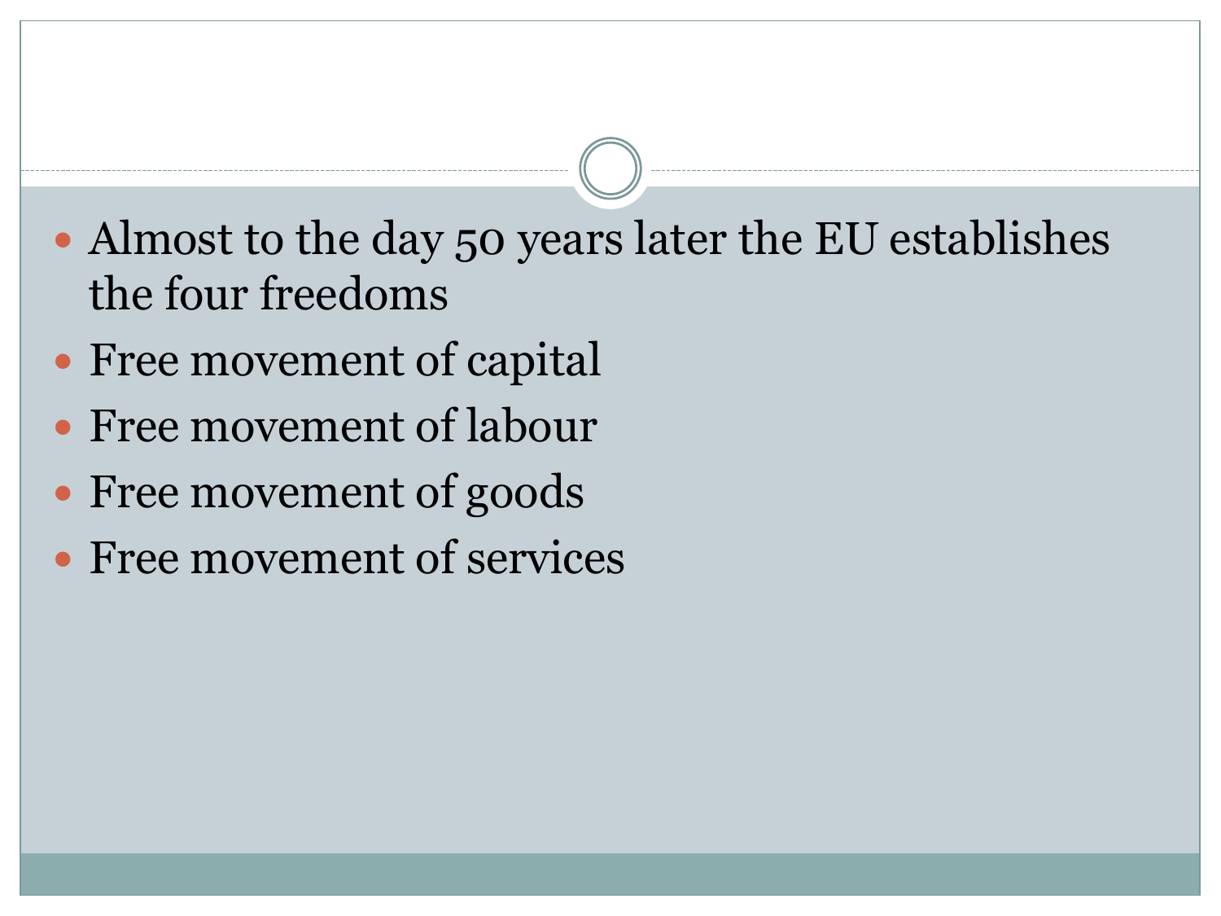- Almost to the day 50 years later the EU establishes the four freedoms
- Free movement of capital
- Free movement of labour
- Free movement of goods
- Free movement of services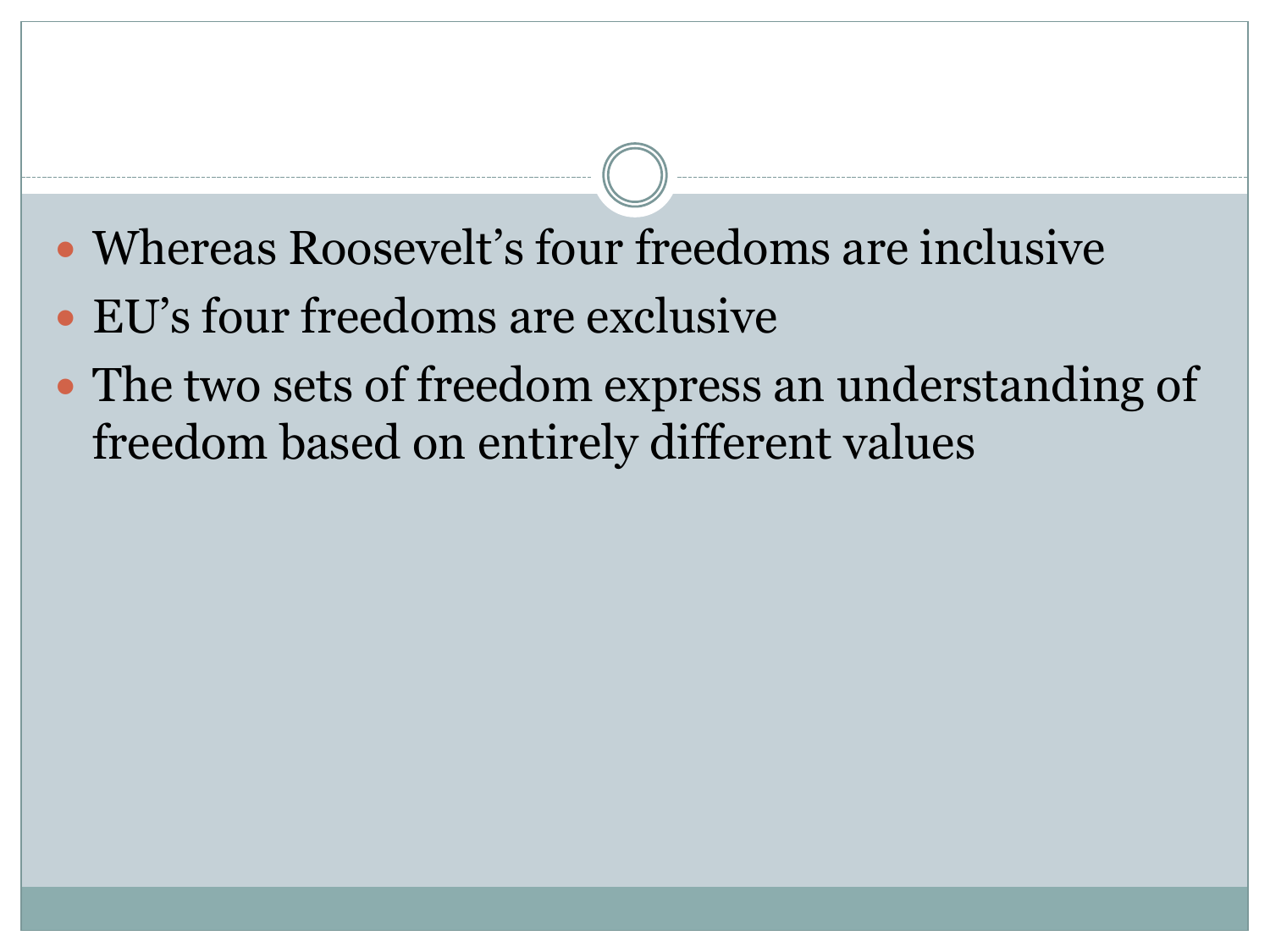- Whereas Roosevelt’s four freedoms are inclusive
- EU’s four freedoms are exclusive
- The two sets of freedom express an understanding of freedom based on entirely different values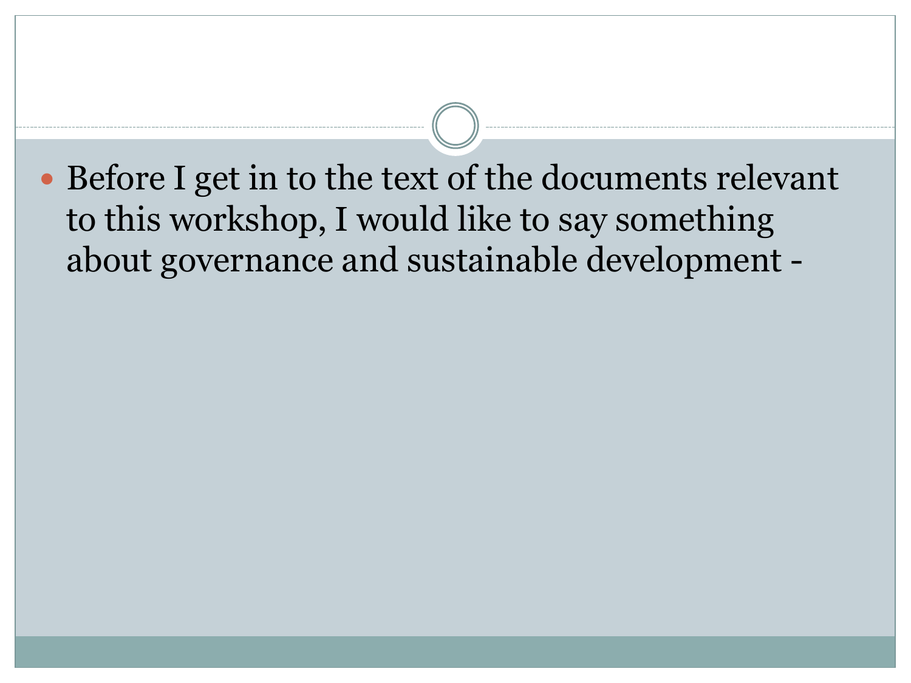- Before I get in to the text of the documents relevant to this workshop, I would like to say something about governance and sustainable development -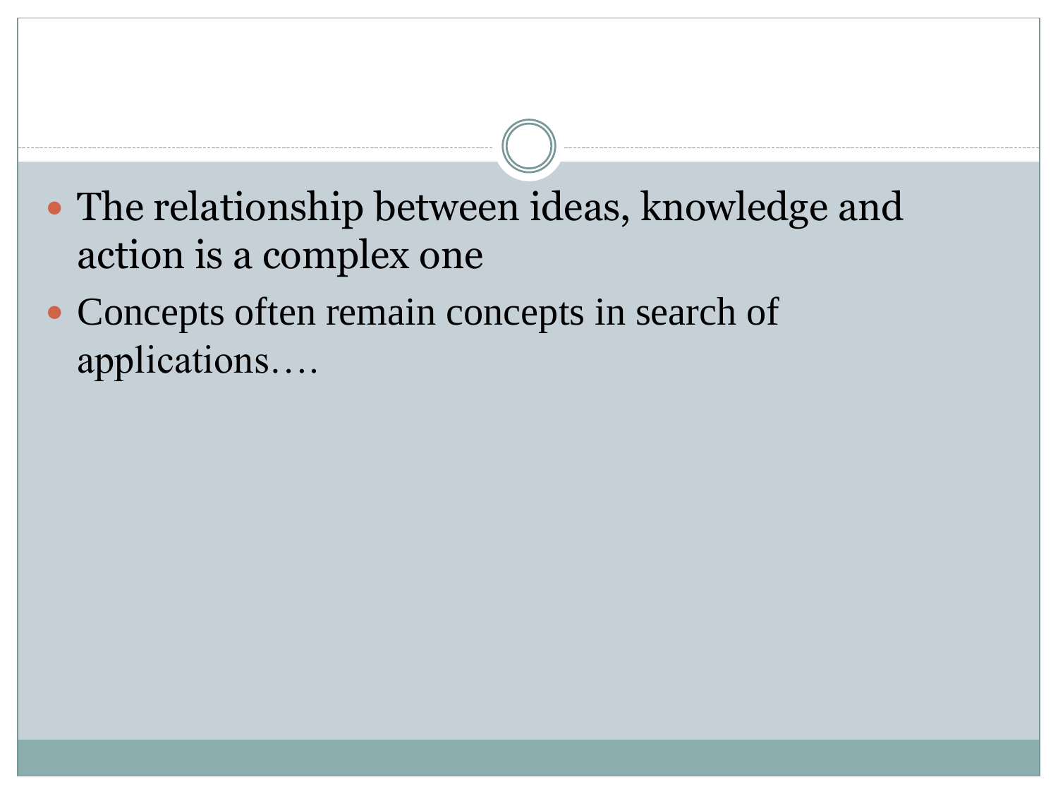- The relationship between ideas, knowledge and action is a complex one
- Concepts often remain concepts in search of applications….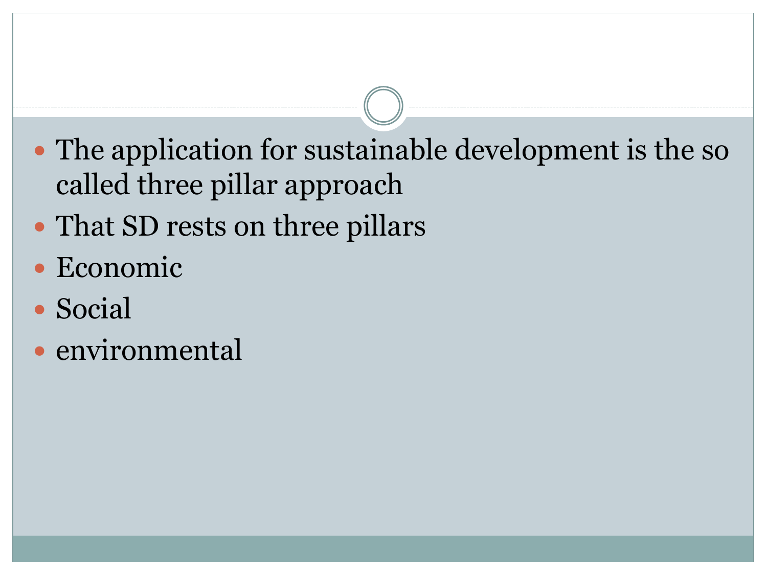- The application for sustainable development is the so called three pillar approach
- That SD rests on three pillars
- Economic
- Social
- environmental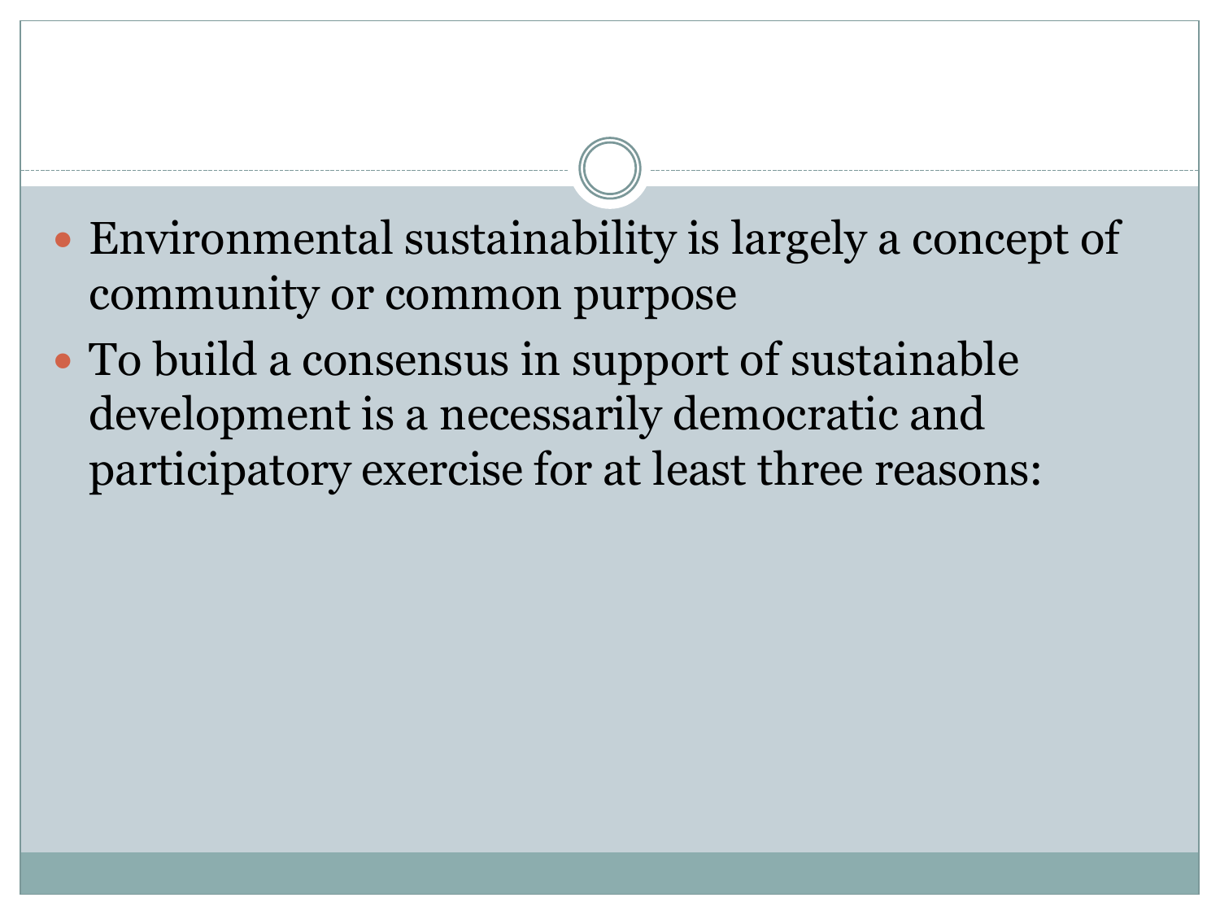- Environmental sustainability is largely a concept of community or common purpose
- To build a consensus in support of sustainable development is a necessarily democratic and participatory exercise for at least three reasons: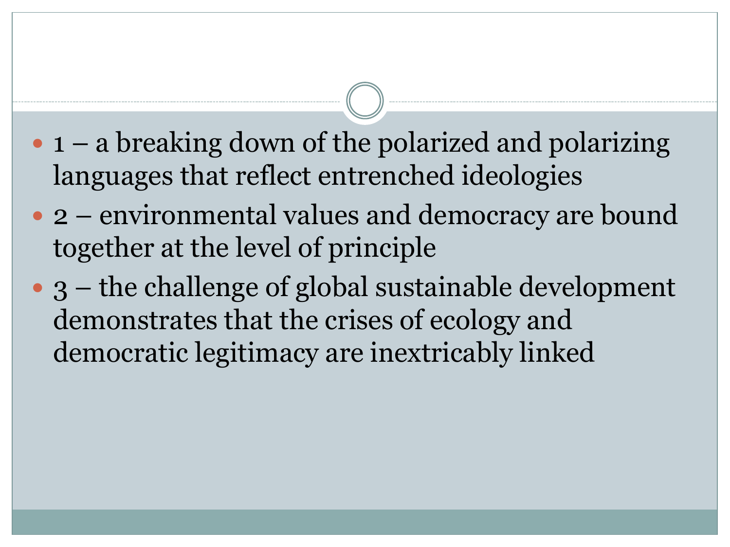- 1 – a breaking down of the polarized and polarizing languages that reflect entrenched ideologies
- 2 – environmental values and democracy are bound together at the level of principle
- 3 – the challenge of global sustainable development demonstrates that the crises of ecology and democratic legitimacy are inextricably linked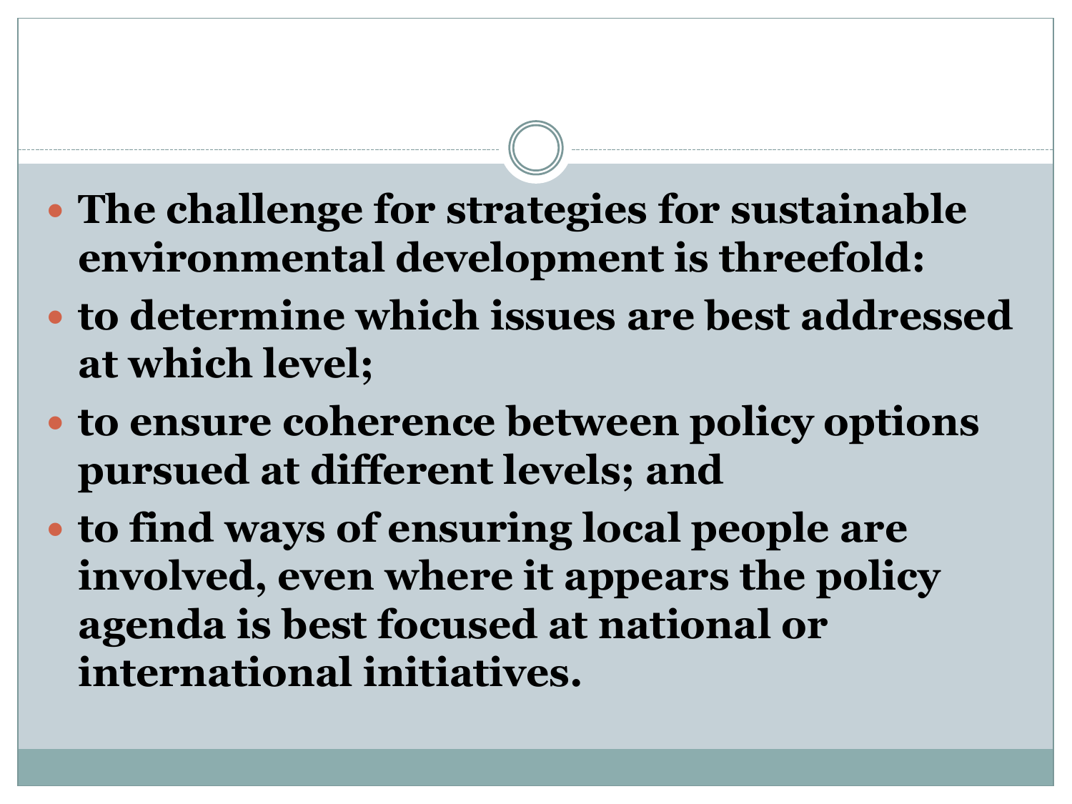- **The challenge for strategies for sustainable environmental development is threefold:**
- **to determine which issues are best addressed at which level;**
- **to ensure coherence between policy options pursued at different levels; and**
- **to find ways of ensuring local people are involved, even where it appears the policy agenda is best focused at national or international initiatives.**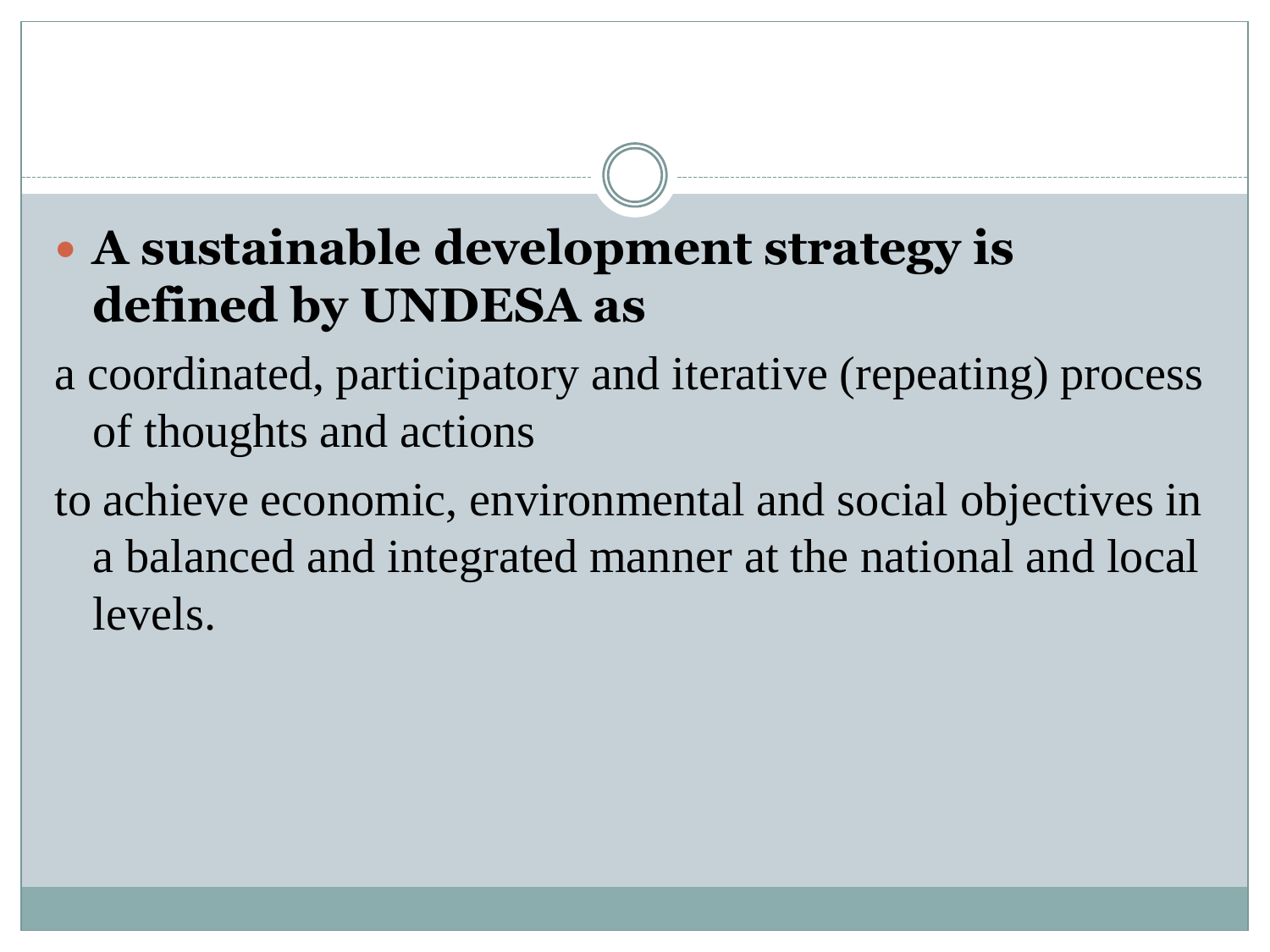- **A sustainable development strategy is defined by UNDESA as**

a coordinated, participatory and iterative (repeating) process of thoughts and actions

to achieve economic, environmental and social objectives in a balanced and integrated manner at the national and local levels.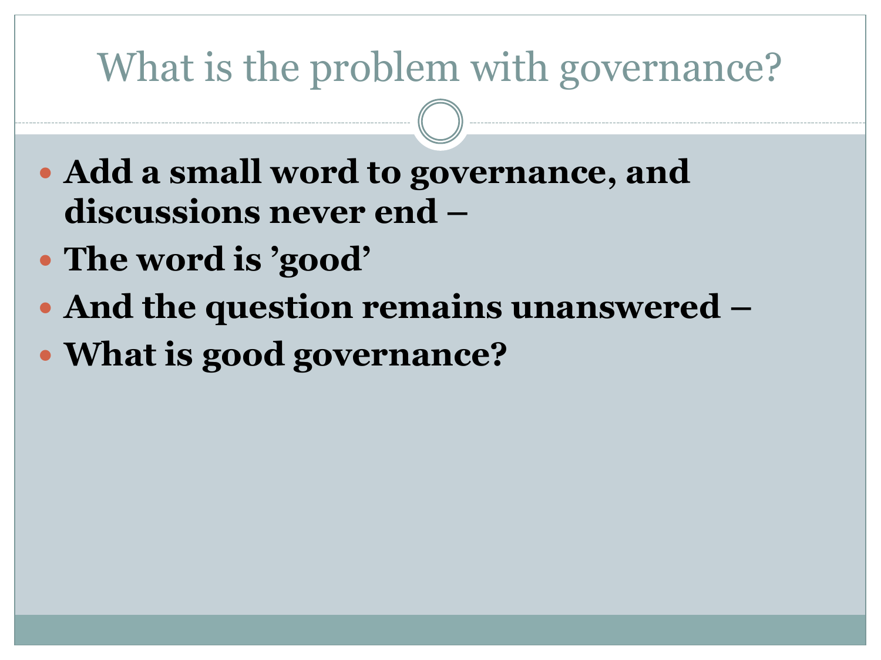# What is the problem with governance?

- **Add a small word to governance, and discussions never end –**
- **The word is ’good’**
- **And the question remains unanswered –**
- **What is good governance?**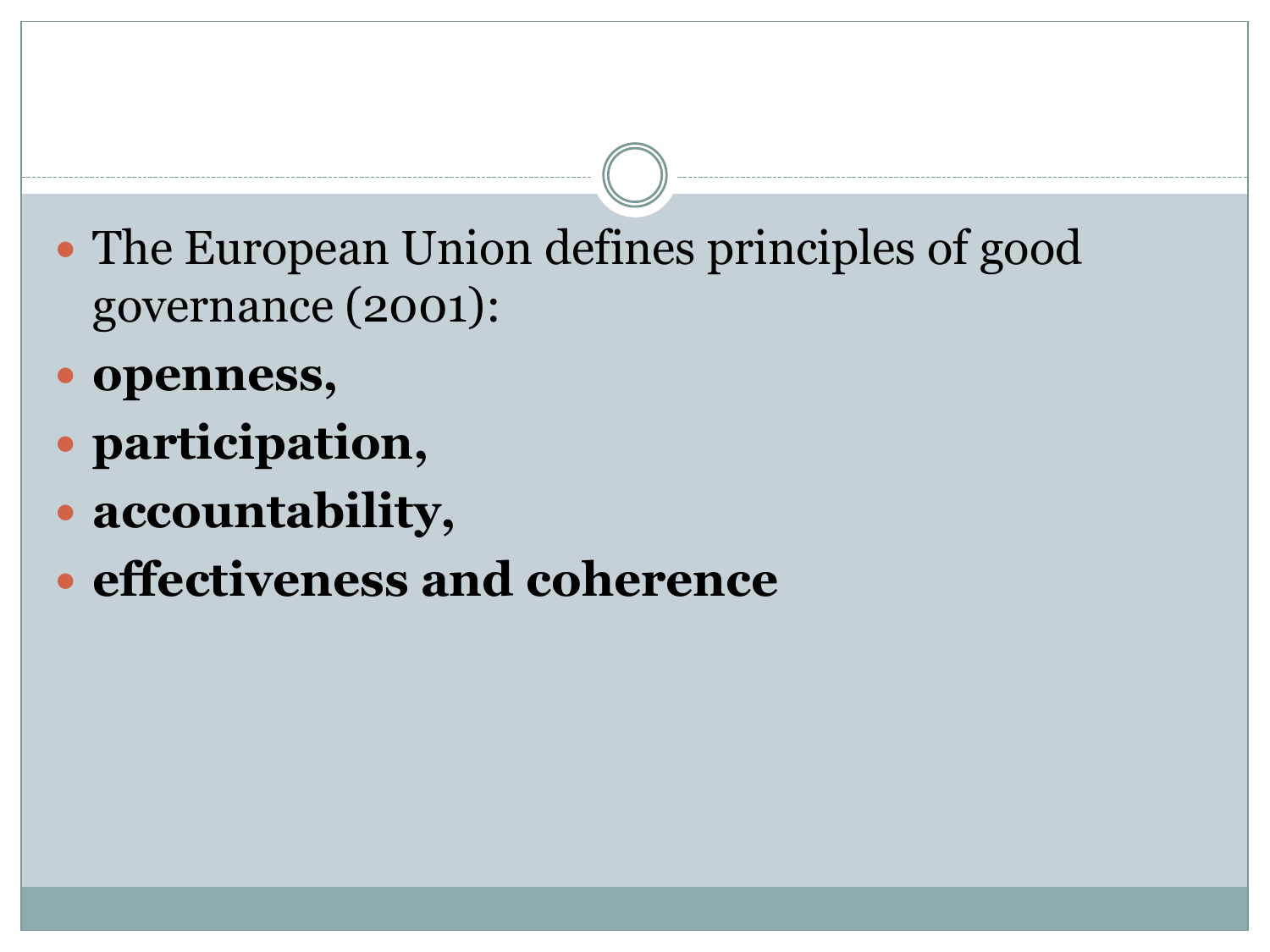- The European Union defines principles of good governance (2001):
- **openness,**
- **participation,**
- **accountability,**
- **effectiveness and coherence**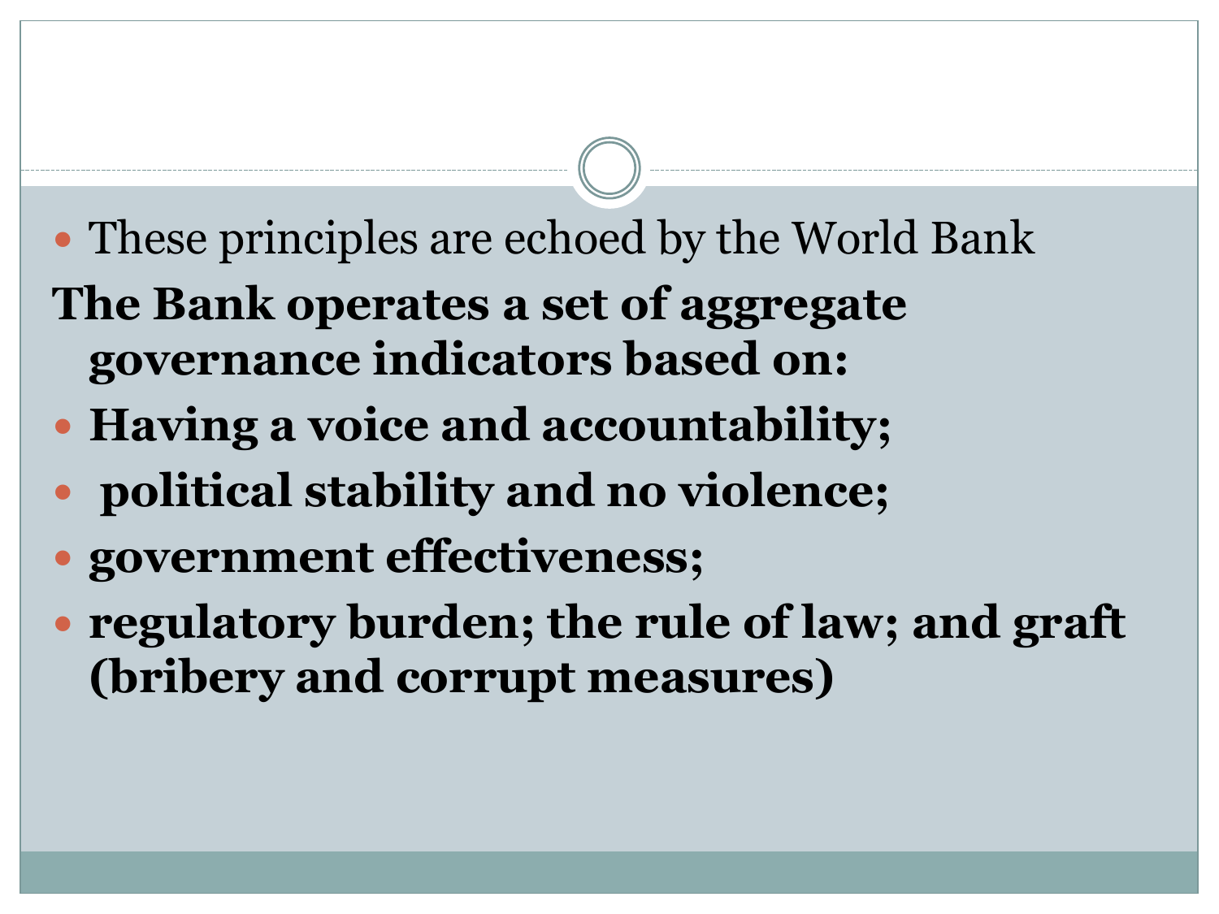- These principles are echoed by the World Bank

**The Bank operates a set of aggregate governance indicators based on:**

- **Having a voice and accountability;**
- **political stability and no violence;**
- **government effectiveness;**
- **regulatory burden; the rule of law; and graft (bribery and corrupt measures)**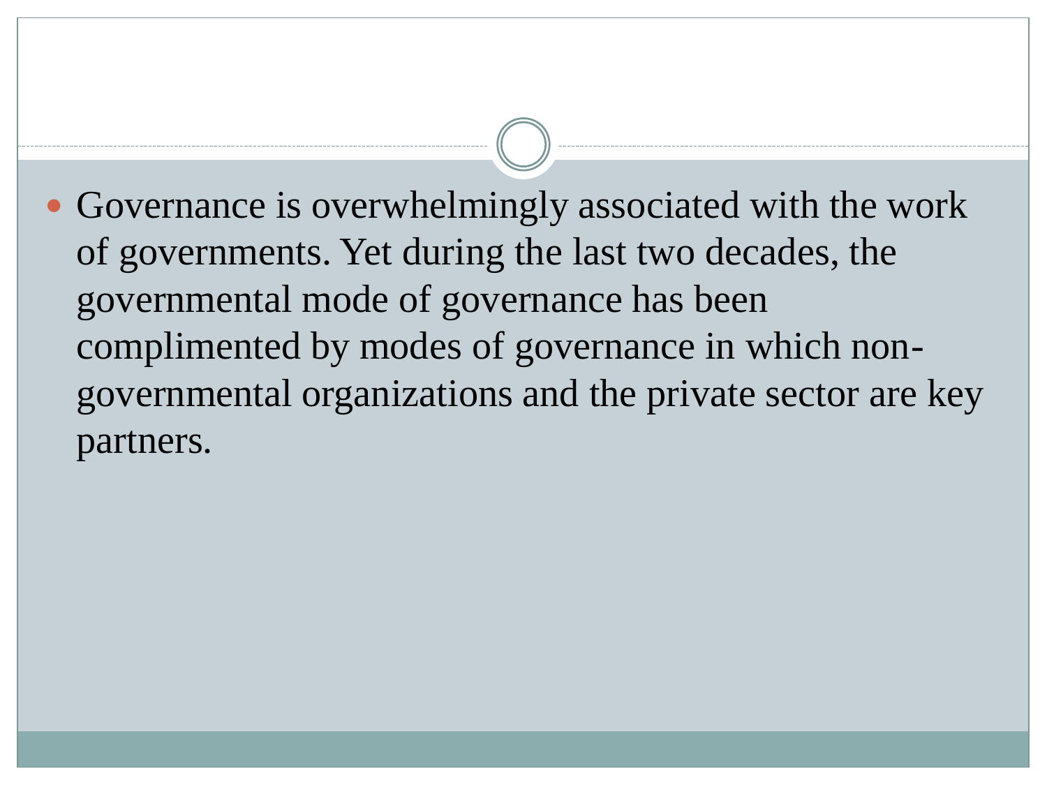- Governance is overwhelmingly associated with the work of governments. Yet during the last two decades, the governmental mode of governance has been complimented by modes of governance in which non-governmental organizations and the private sector are key partners.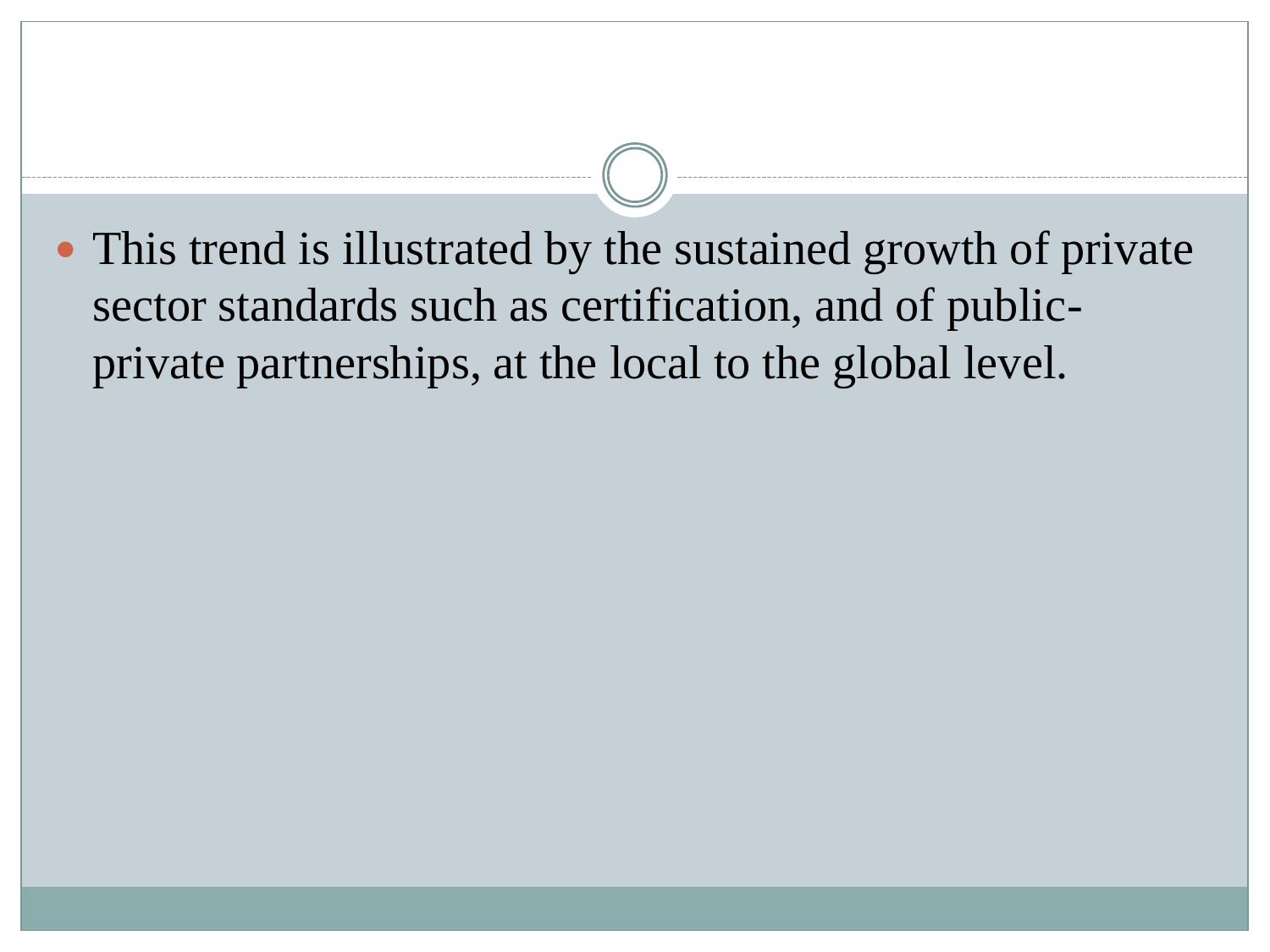- This trend is illustrated by the sustained growth of private sector standards such as certification, and of public-private partnerships, at the local to the global level.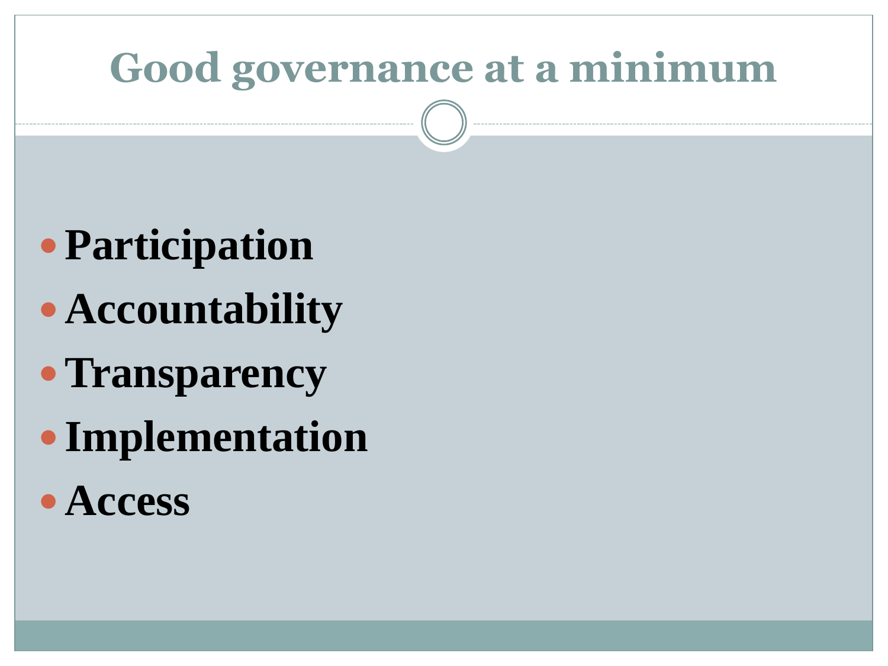# Good governance at a minimum

- **Participation**
- **Accountability**
- **Transparency**
- **Implementation**
- **Access**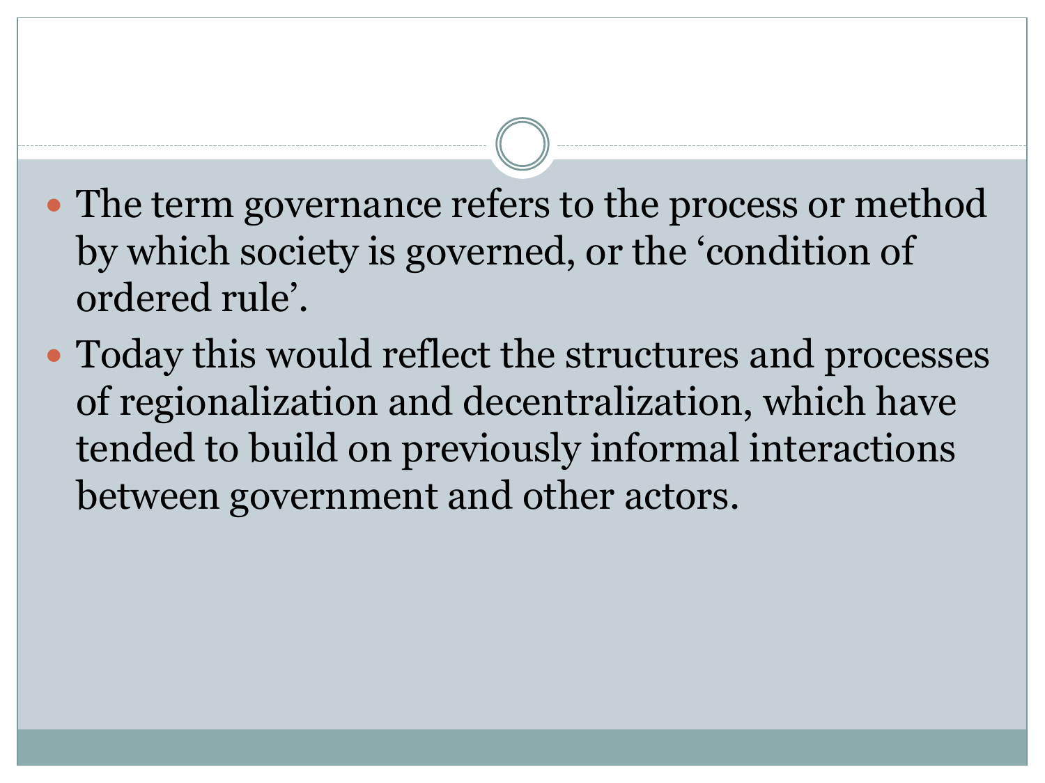- The term governance refers to the process or method by which society is governed, or the ‘condition of ordered rule’.
- Today this would reflect the structures and processes of regionalization and decentralization, which have tended to build on previously informal interactions between government and other actors.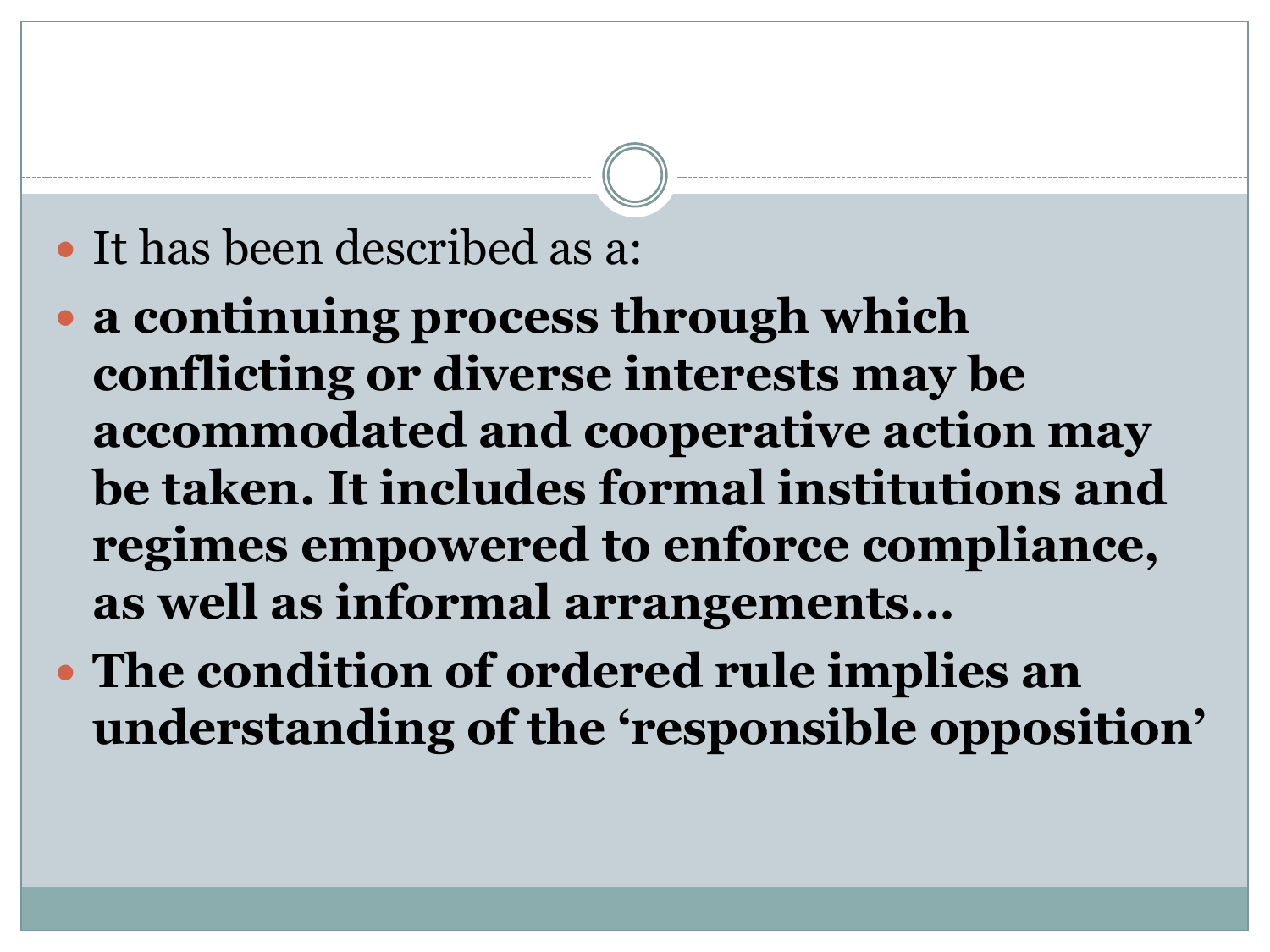- It has been described as a:
- **a continuing process through which conflicting or diverse interests may be accommodated and cooperative action may be taken. It includes formal institutions and regimes empowered to enforce compliance, as well as informal arrangements…**
- **The condition of ordered rule implies an understanding of the ‘responsible opposition’**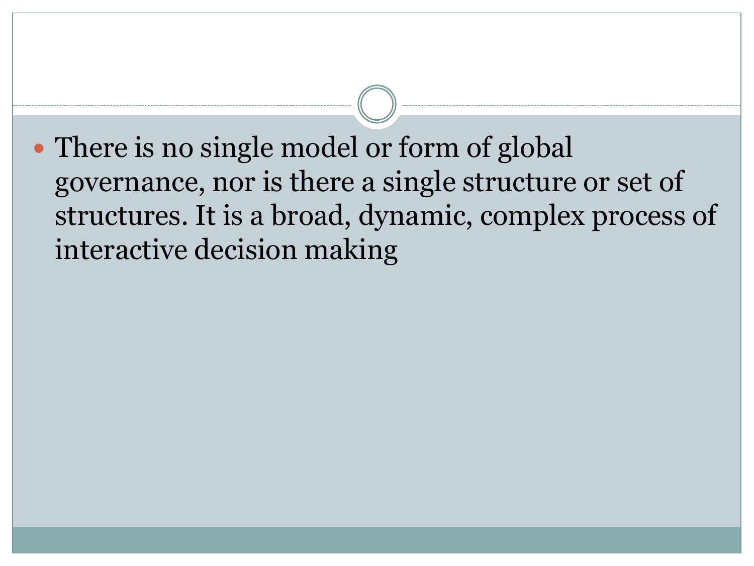- There is no single model or form of global governance, nor is there a single structure or set of structures. It is a broad, dynamic, complex process of interactive decision making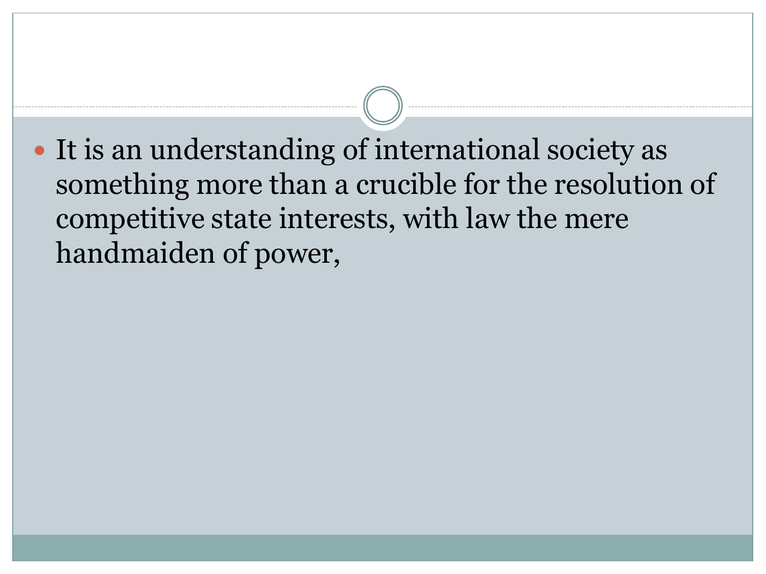- It is an understanding of international society as something more than a crucible for the resolution of competitive state interests, with law the mere handmaiden of power,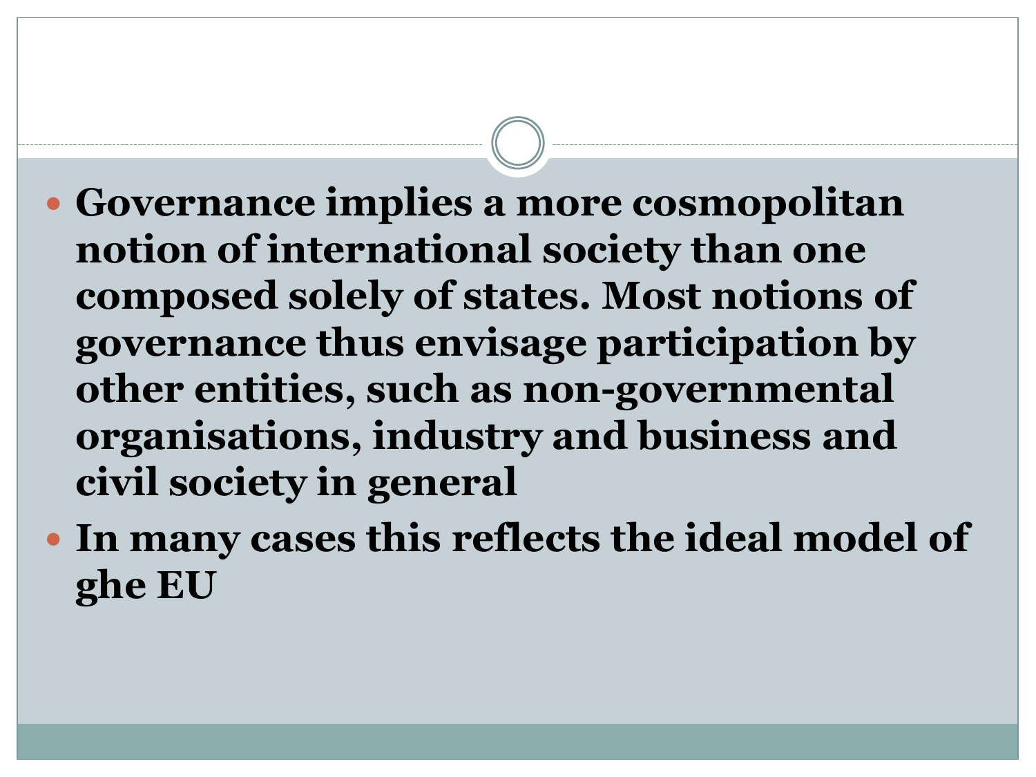- **Governance implies a more cosmopolitan notion of international society than one composed solely of states. Most notions of governance thus envisage participation by other entities, such as non-governmental organisations, industry and business and civil society in general**
- **In many cases this reflects the ideal model of ghe EU**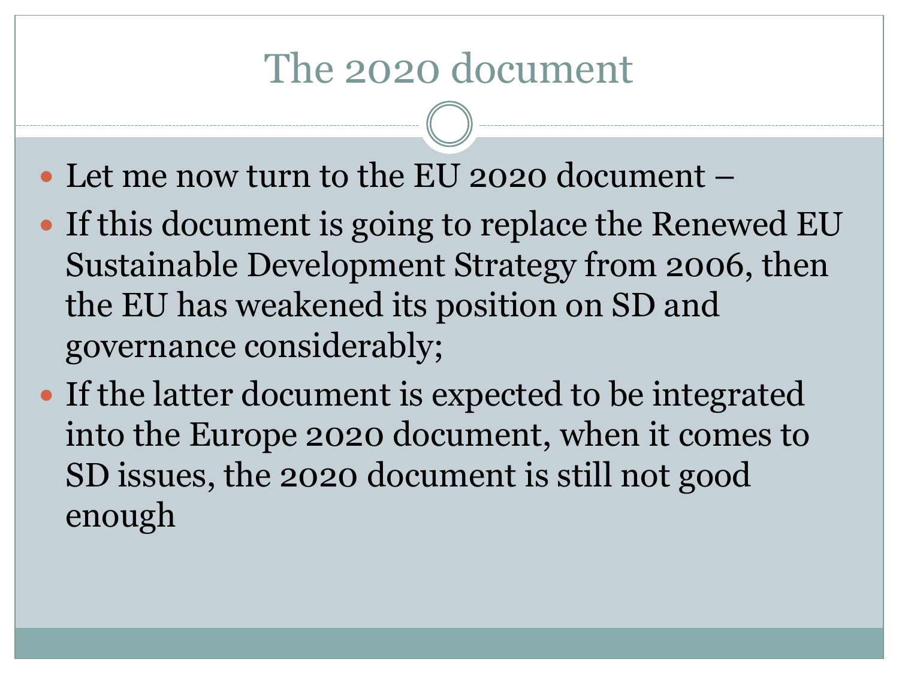# The 2020 document

- Let me now turn to the EU 2020 document –
- If this document is going to replace the Renewed EU Sustainable Development Strategy from 2006, then the EU has weakened its position on SD and governance considerably;
- If the latter document is expected to be integrated into the Europe 2020 document, when it comes to SD issues, the 2020 document is still not good enough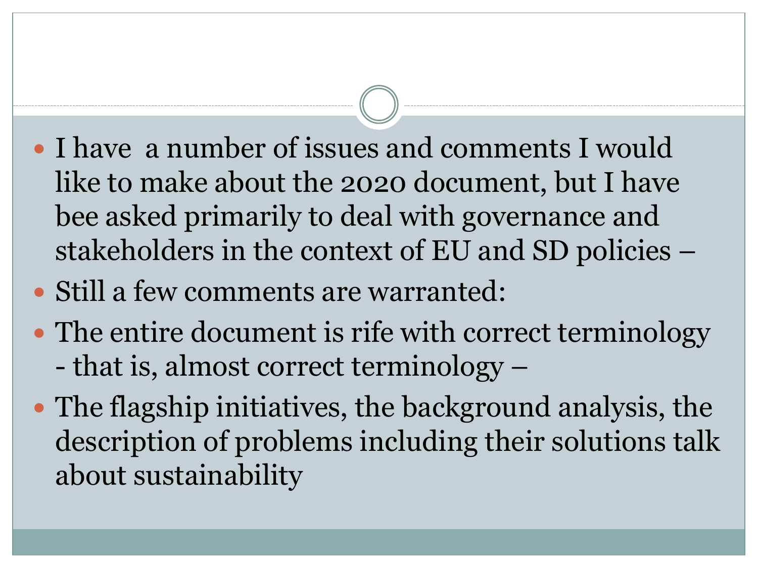- I have  a number of issues and comments I would like to make about the 2020 document, but I have bee asked primarily to deal with governance and stakeholders in the context of EU and SD policies –
- Still a few comments are warranted:
- The entire document is rife with correct terminology - that is, almost correct terminology –
- The flagship initiatives, the background analysis, the description of problems including their solutions talk about sustainability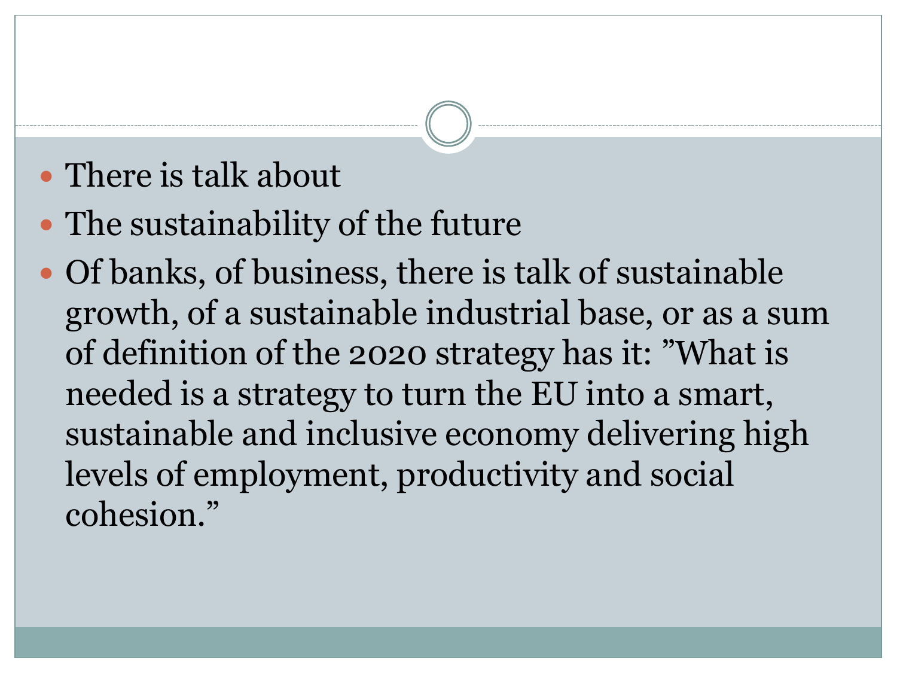- There is talk about
- The sustainability of the future
- Of banks, of business, there is talk of sustainable growth, of a sustainable industrial base, or as a sum of definition of the 2020 strategy has it: ”What is needed is a strategy to turn the EU into a smart, sustainable and inclusive economy delivering high levels of employment, productivity and social cohesion.”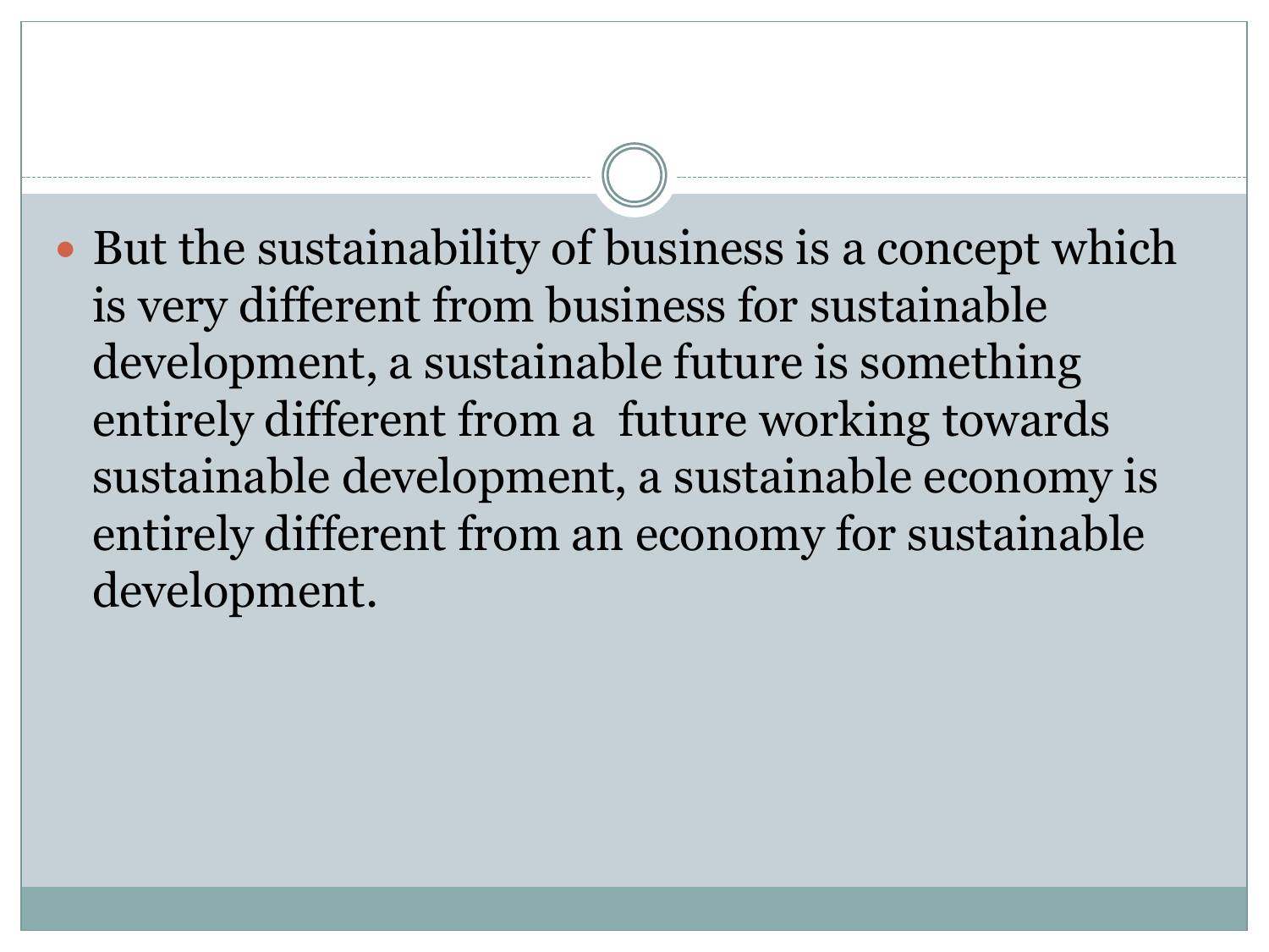- But the sustainability of business is a concept which is very different from business for sustainable development, a sustainable future is something entirely different from a  future working towards sustainable development, a sustainable economy is entirely different from an economy for sustainable development.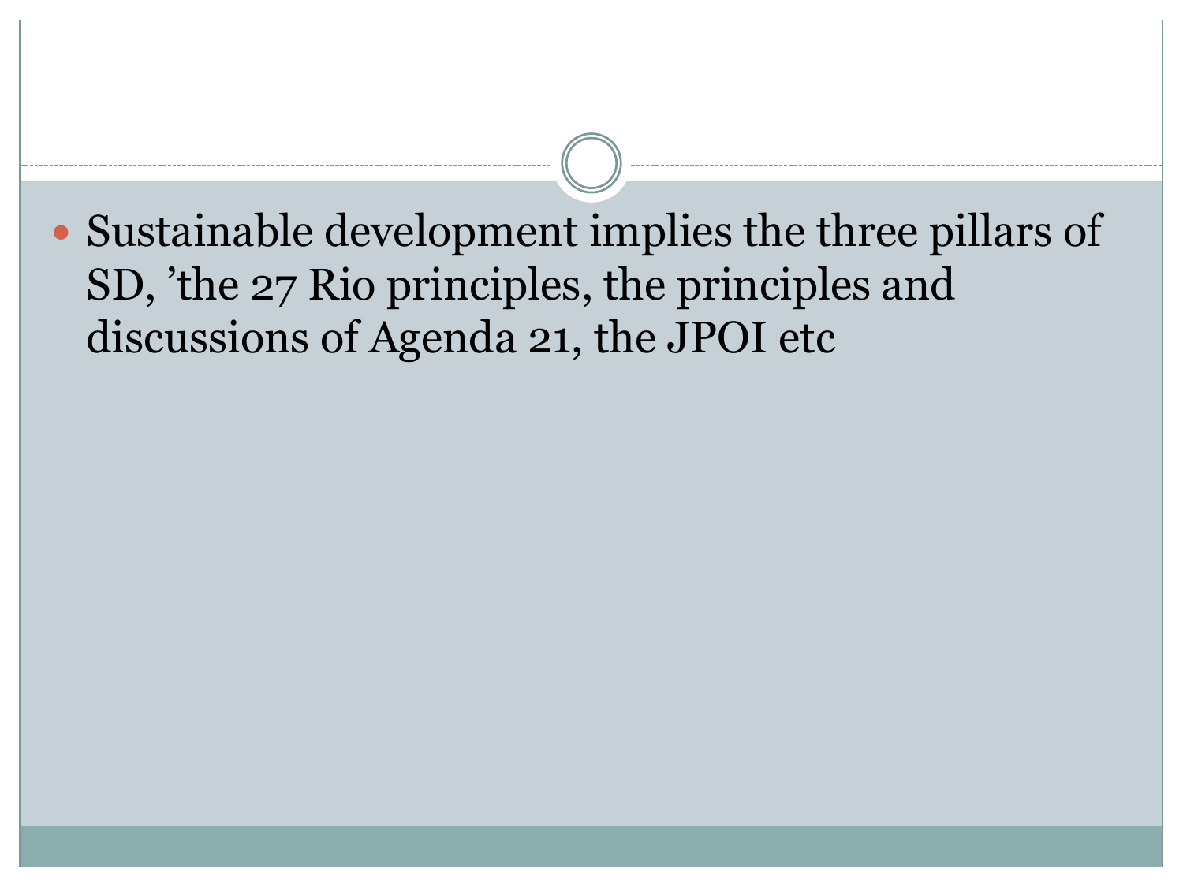- Sustainable development implies the three pillars of SD, ’the 27 Rio principles, the principles and discussions of Agenda 21, the JPOI etc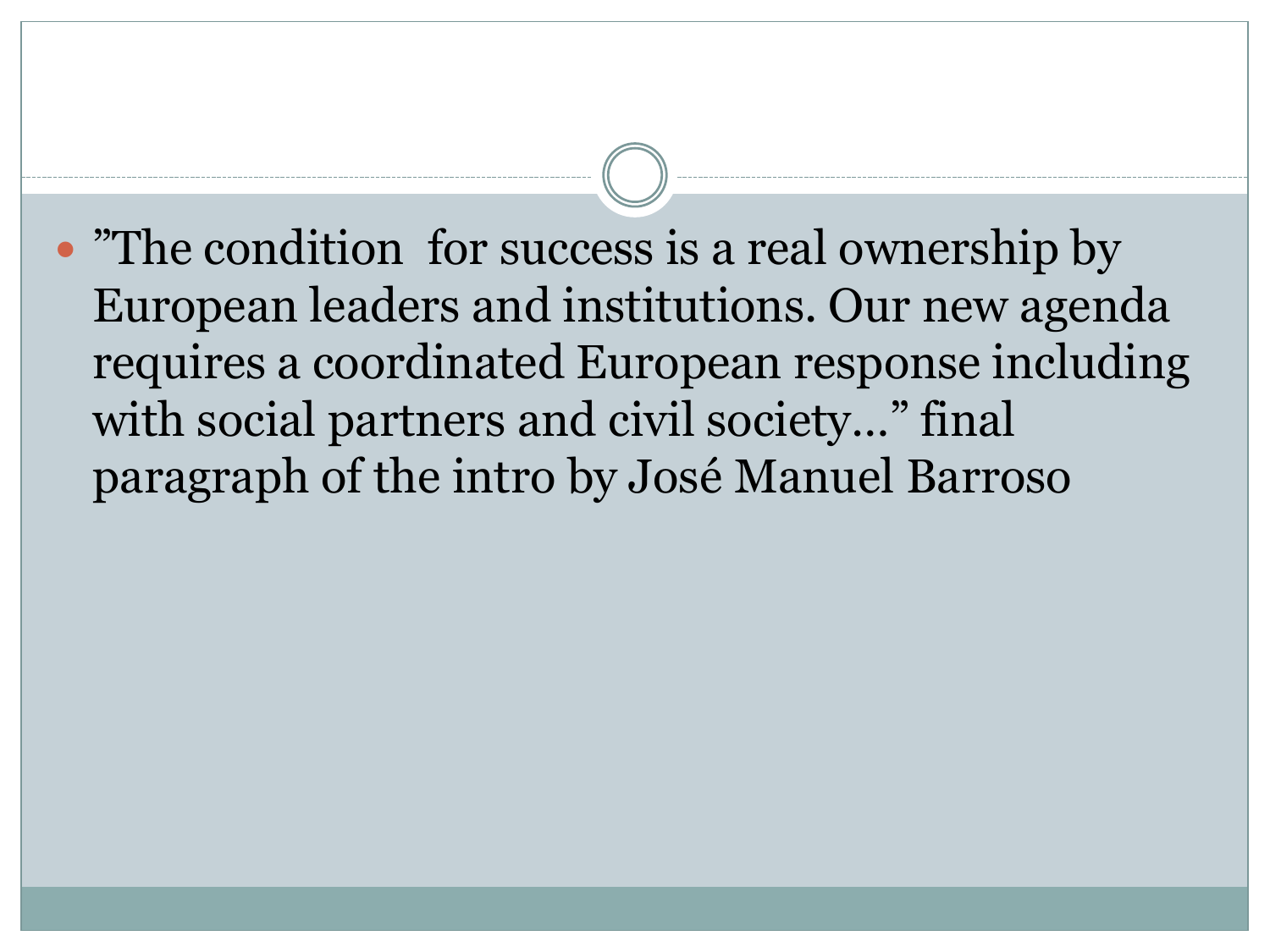- ”The condition  for success is a real ownership by European leaders and institutions. Our new agenda requires a coordinated European response including with social partners and civil society…” final paragraph of the intro by José Manuel Barroso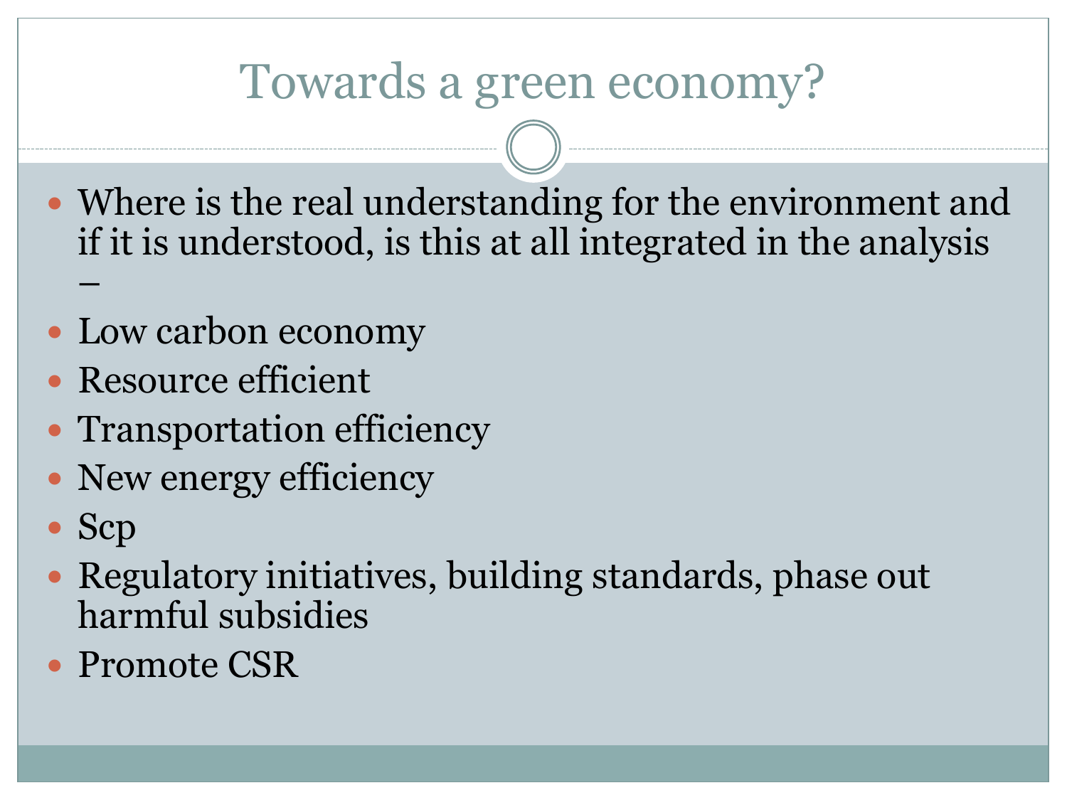# Towards a green economy?

- Where is the real understanding for the environment and if it is understood, is this at all integrated in the analysis –
- Low carbon economy
- Resource efficient
- Transportation efficiency
- New energy efficiency
- Scp
- Regulatory initiatives, building standards, phase out harmful subsidies
- Promote CSR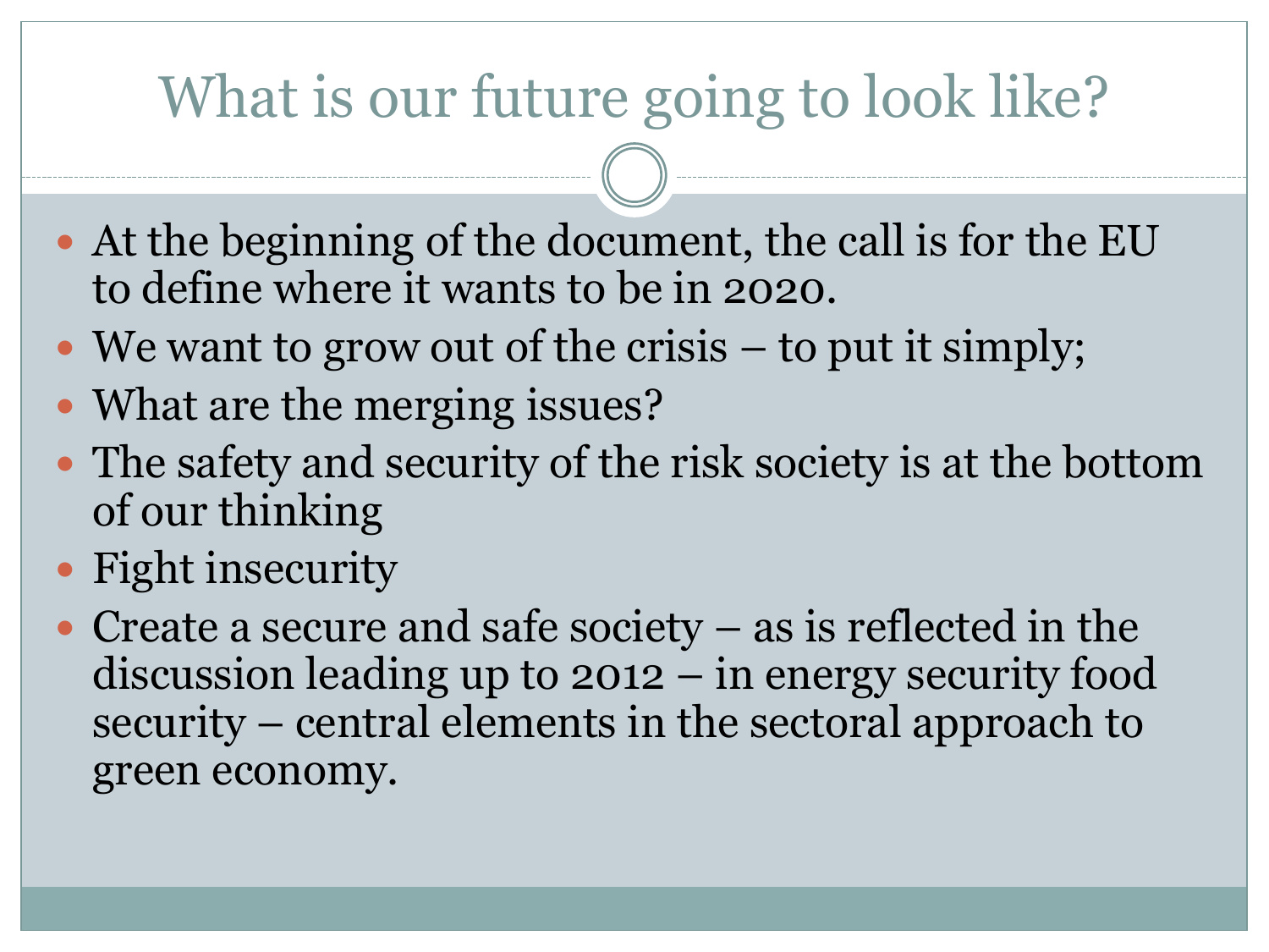# What is our future going to look like?

- At the beginning of the document, the call is for the EU to define where it wants to be in 2020.
- We want to grow out of the crisis – to put it simply;
- What are the merging issues?
- The safety and security of the risk society is at the bottom of our thinking
- Fight insecurity
- Create a secure and safe society – as is reflected in the discussion leading up to 2012 – in energy security food security – central elements in the sectoral approach to green economy.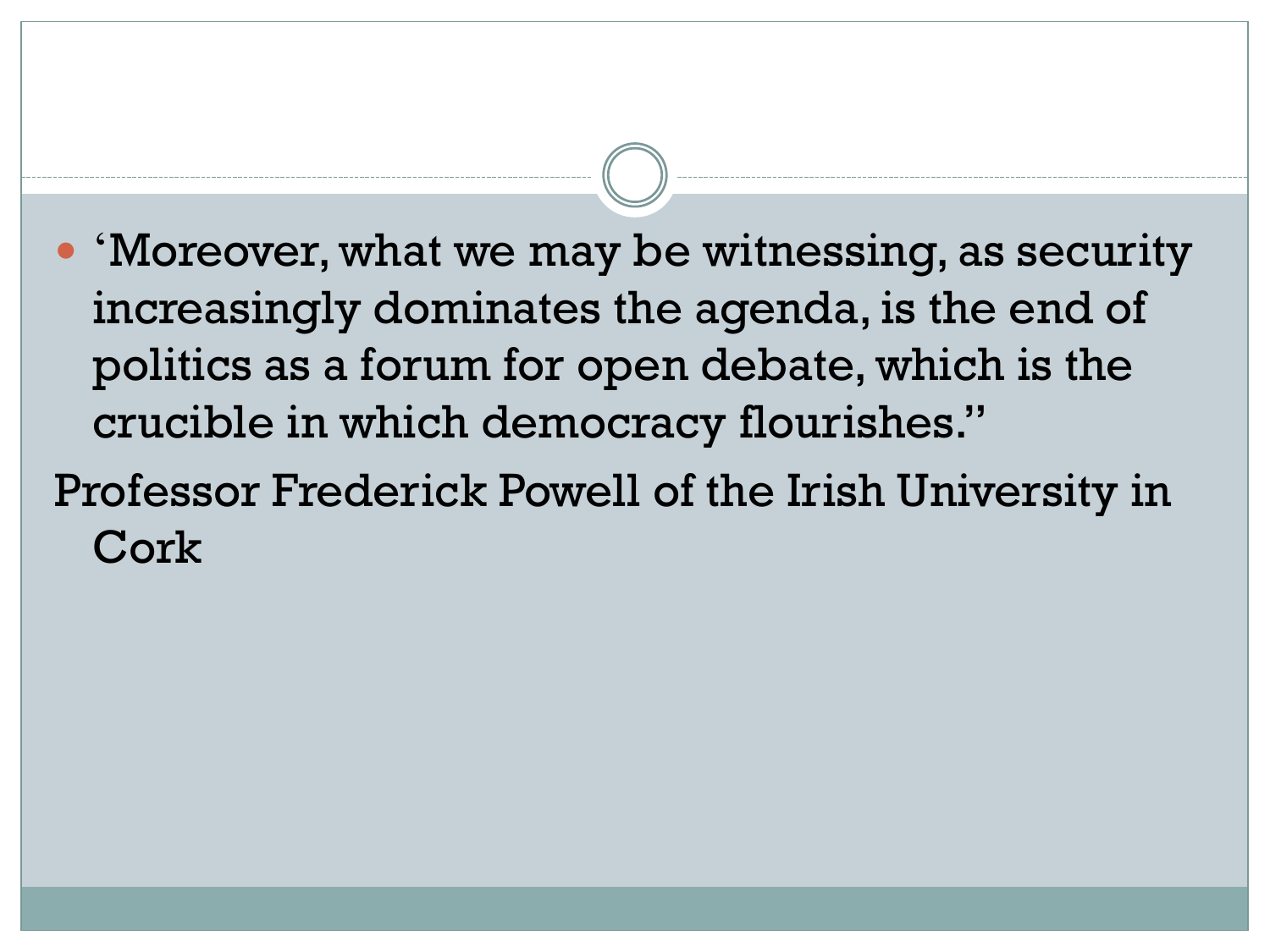- ‘Moreover, what we may be witnessing, as security increasingly dominates the agenda, is the end of politics as a forum for open debate, which is the crucible in which democracy flourishes.”

Professor Frederick Powell of the Irish University in Cork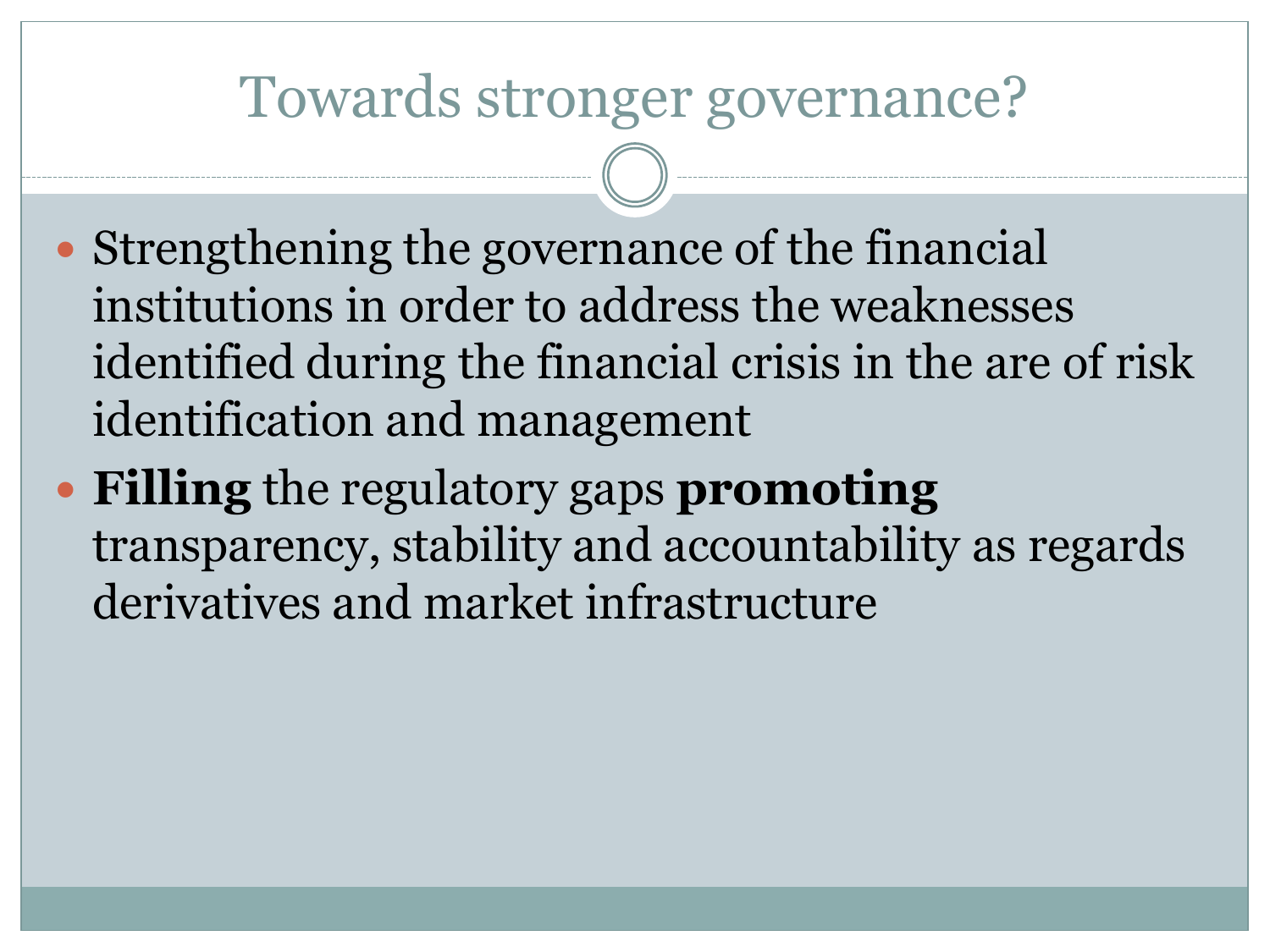# Towards stronger governance?

- Strengthening the governance of the financial institutions in order to address the weaknesses identified during the financial crisis in the are of risk identification and management
- **Filling** the regulatory gaps **promoting** transparency, stability and accountability as regards derivatives and market infrastructure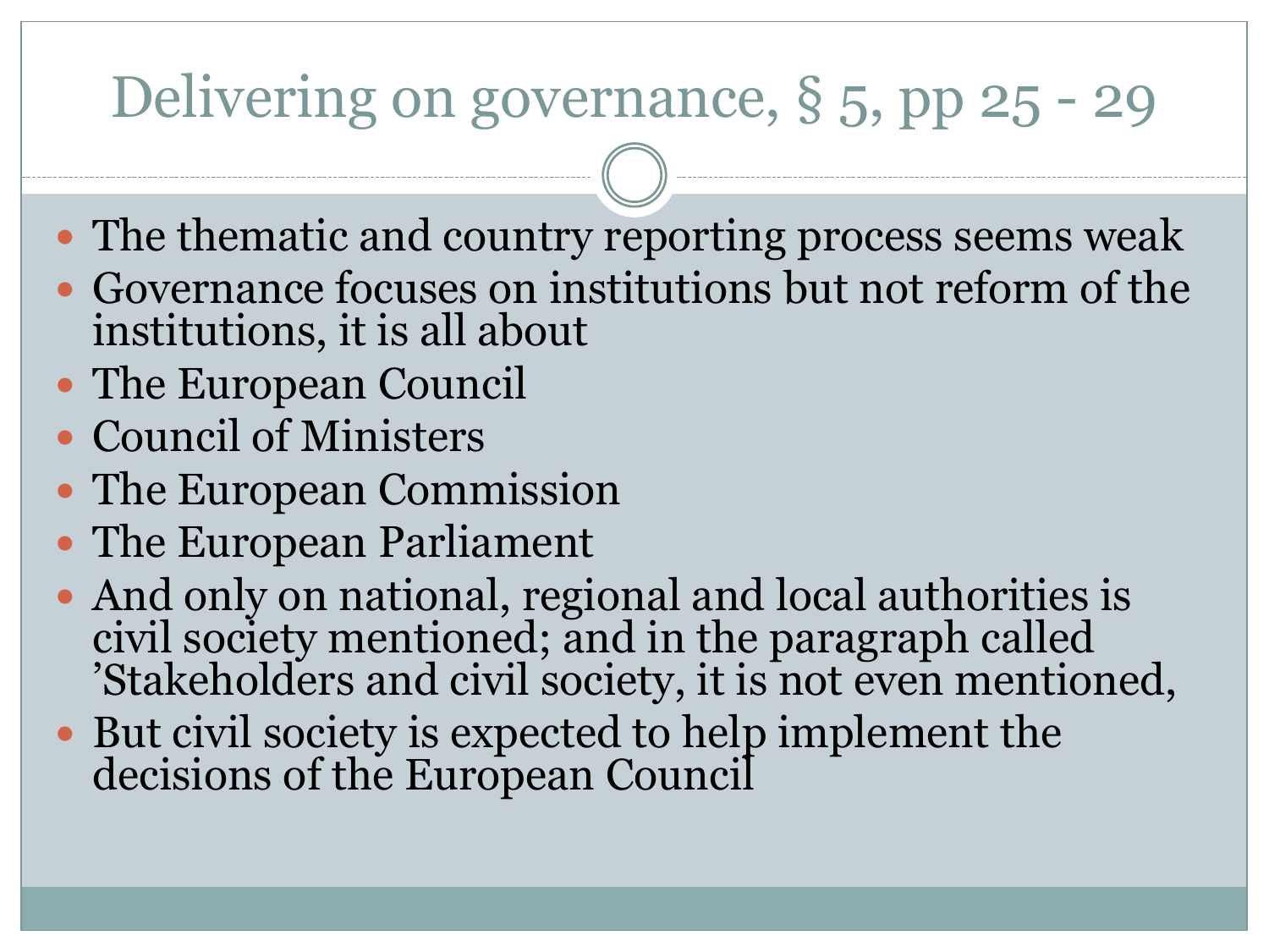# Delivering on governance, § 5, pp 25 - 29

- The thematic and country reporting process seems weak
- Governance focuses on institutions but not reform of the institutions, it is all about
- The European Council
- Council of Ministers
- The European Commission
- The European Parliament
- And only on national, regional and local authorities is civil society mentioned; and in the paragraph called 'Stakeholders and civil society, it is not even mentioned,
- But civil society is expected to help implement the decisions of the European Council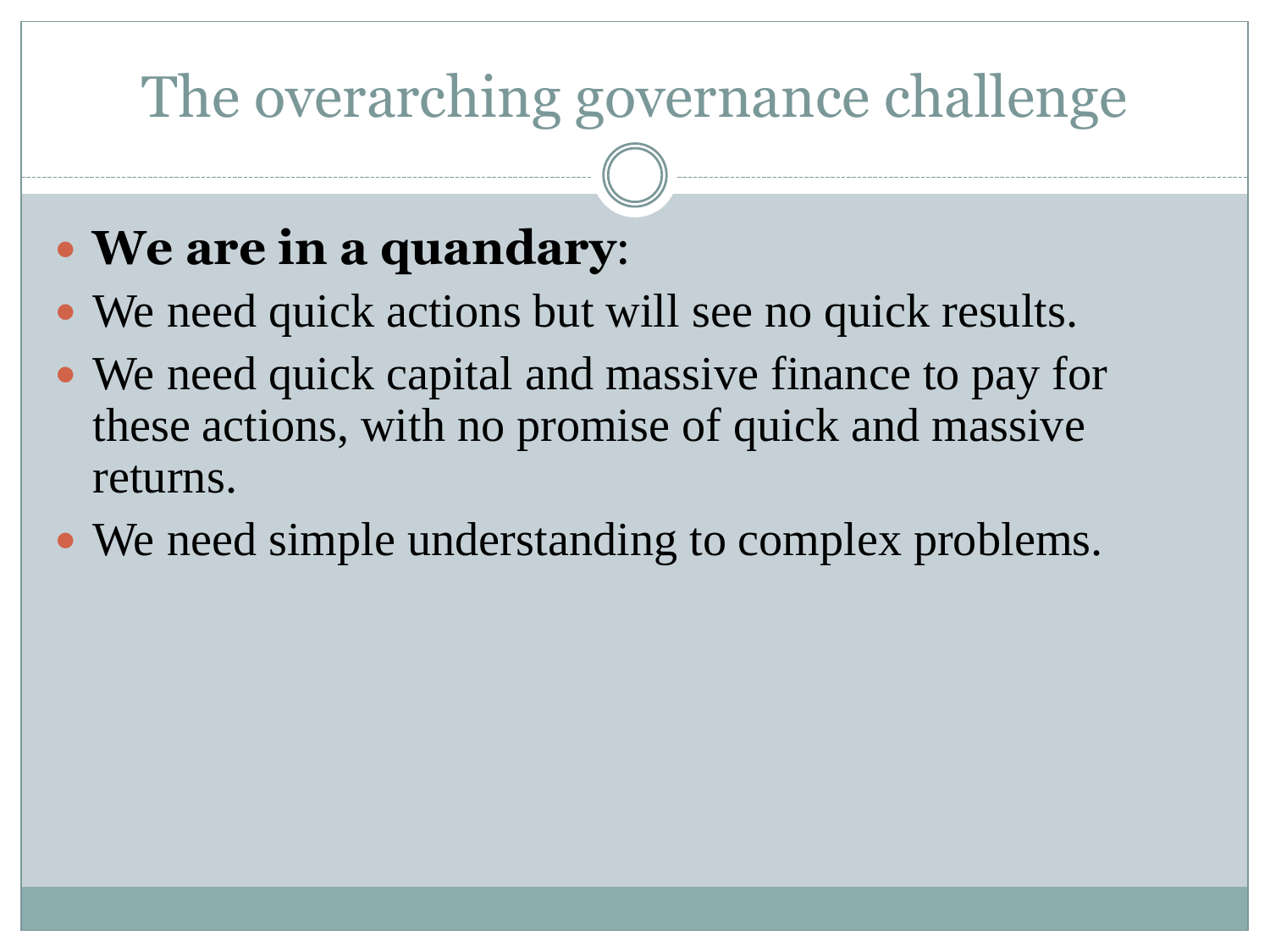# The overarching governance challenge

- **We are in a quandary**:
- We need quick actions but will see no quick results.
- We need quick capital and massive finance to pay for these actions, with no promise of quick and massive returns.
- We need simple understanding to complex problems.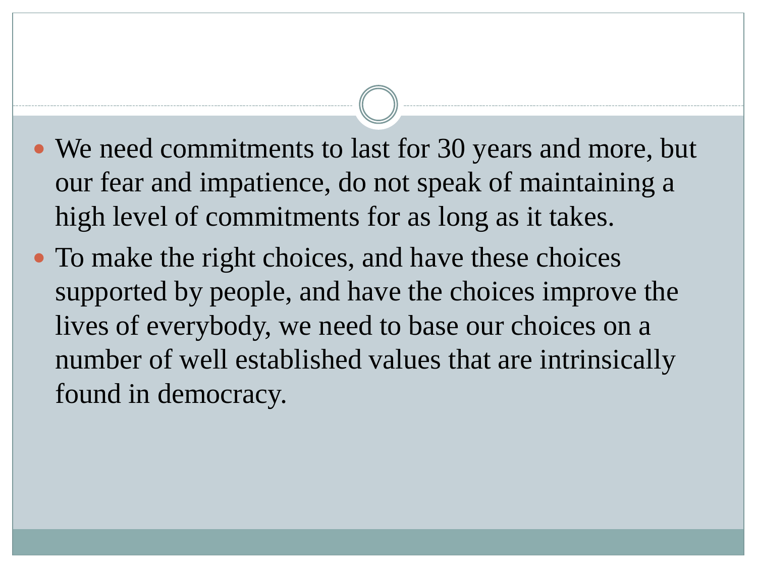- We need commitments to last for 30 years and more, but our fear and impatience, do not speak of maintaining a high level of commitments for as long as it takes.
- To make the right choices, and have these choices supported by people, and have the choices improve the lives of everybody, we need to base our choices on a number of well established values that are intrinsically found in democracy.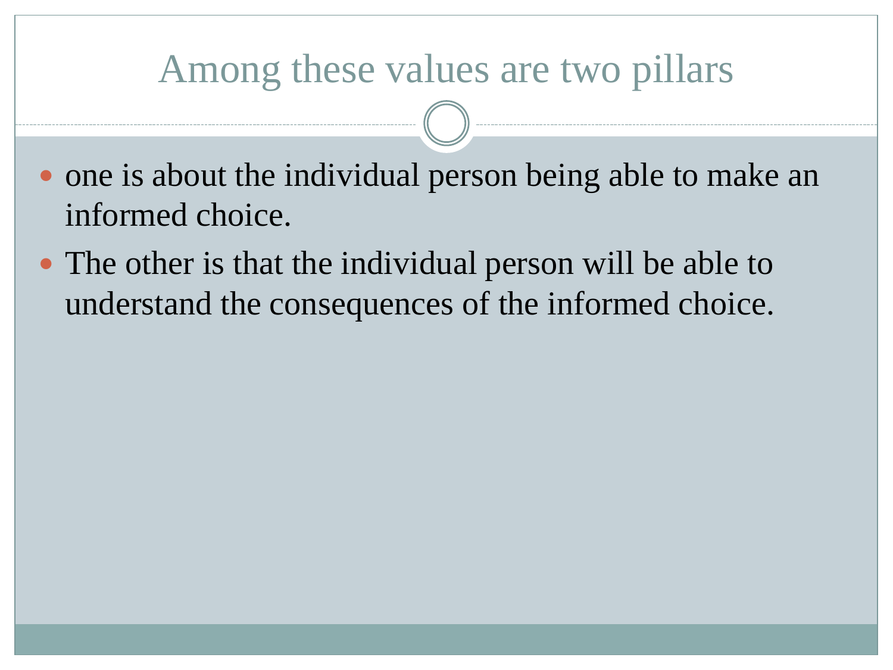# Among these values are two pillars

- one is about the individual person being able to make an informed choice.
- The other is that the individual person will be able to understand the consequences of the informed choice.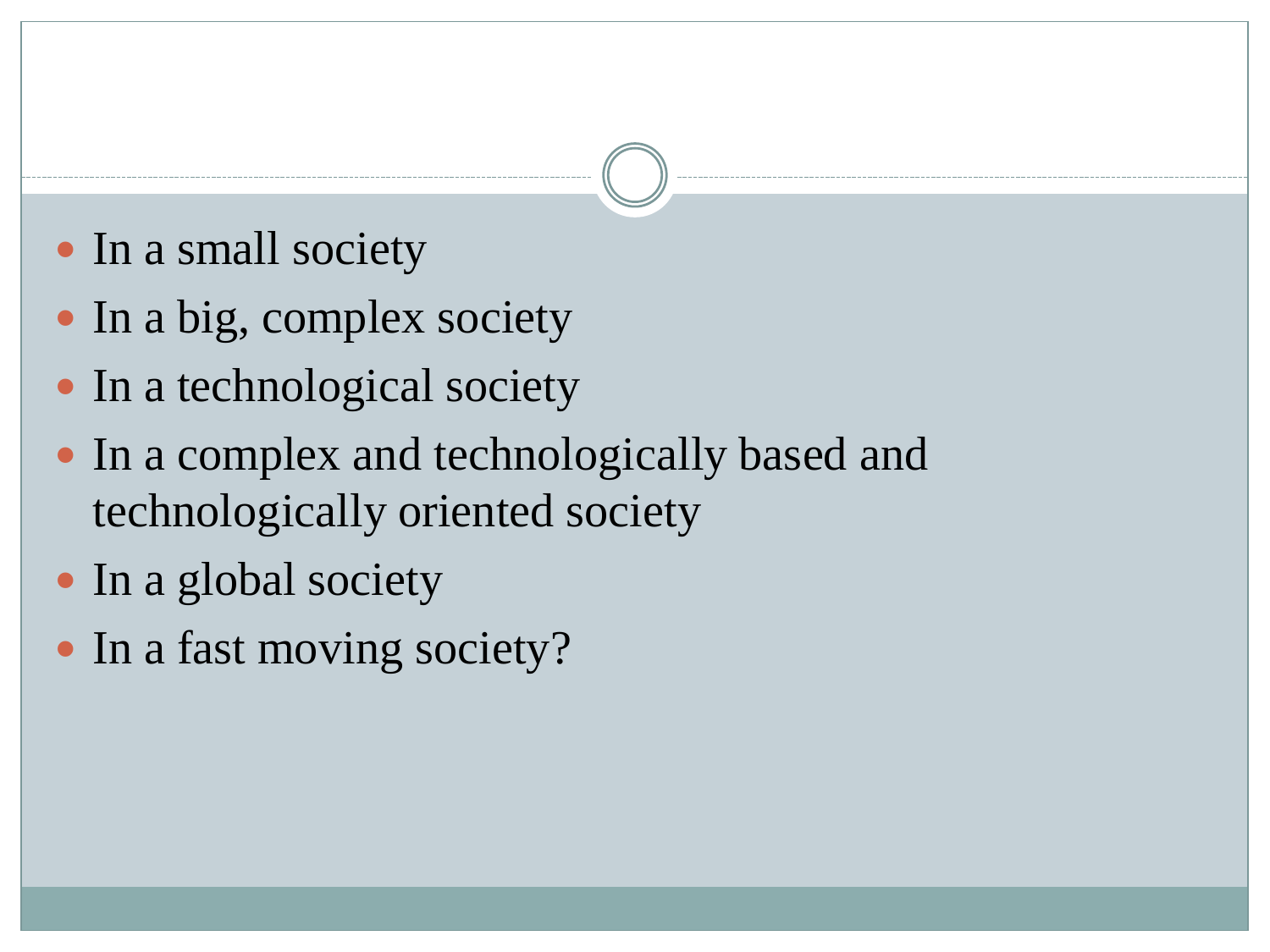- In a small society
- In a big, complex society
- In a technological society
- In a complex and technologically based and technologically oriented society
- In a global society
- In a fast moving society?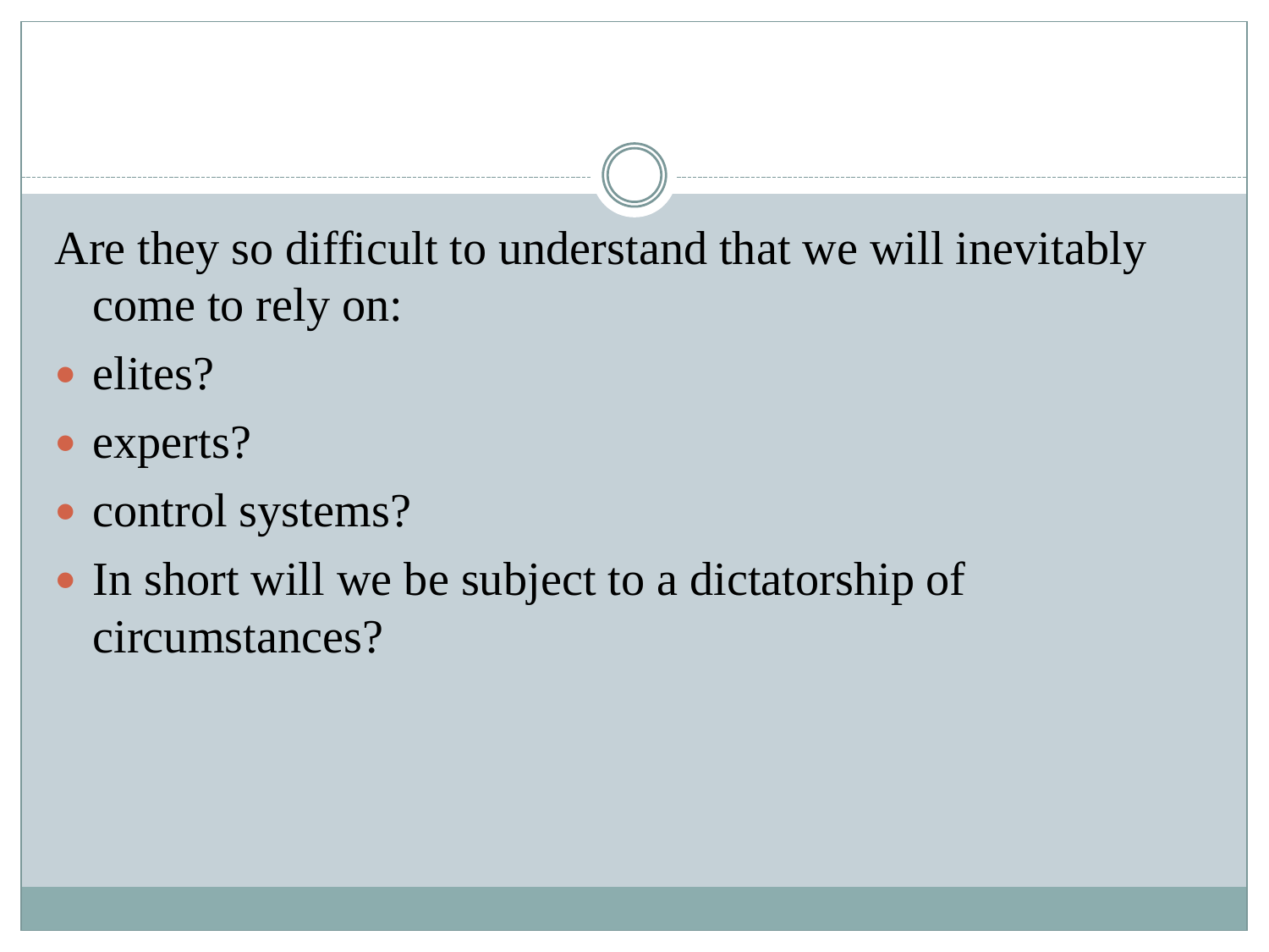Are they so difficult to understand that we will inevitably come to rely on:

- elites?
- experts?
- control systems?
- In short will we be subject to a dictatorship of circumstances?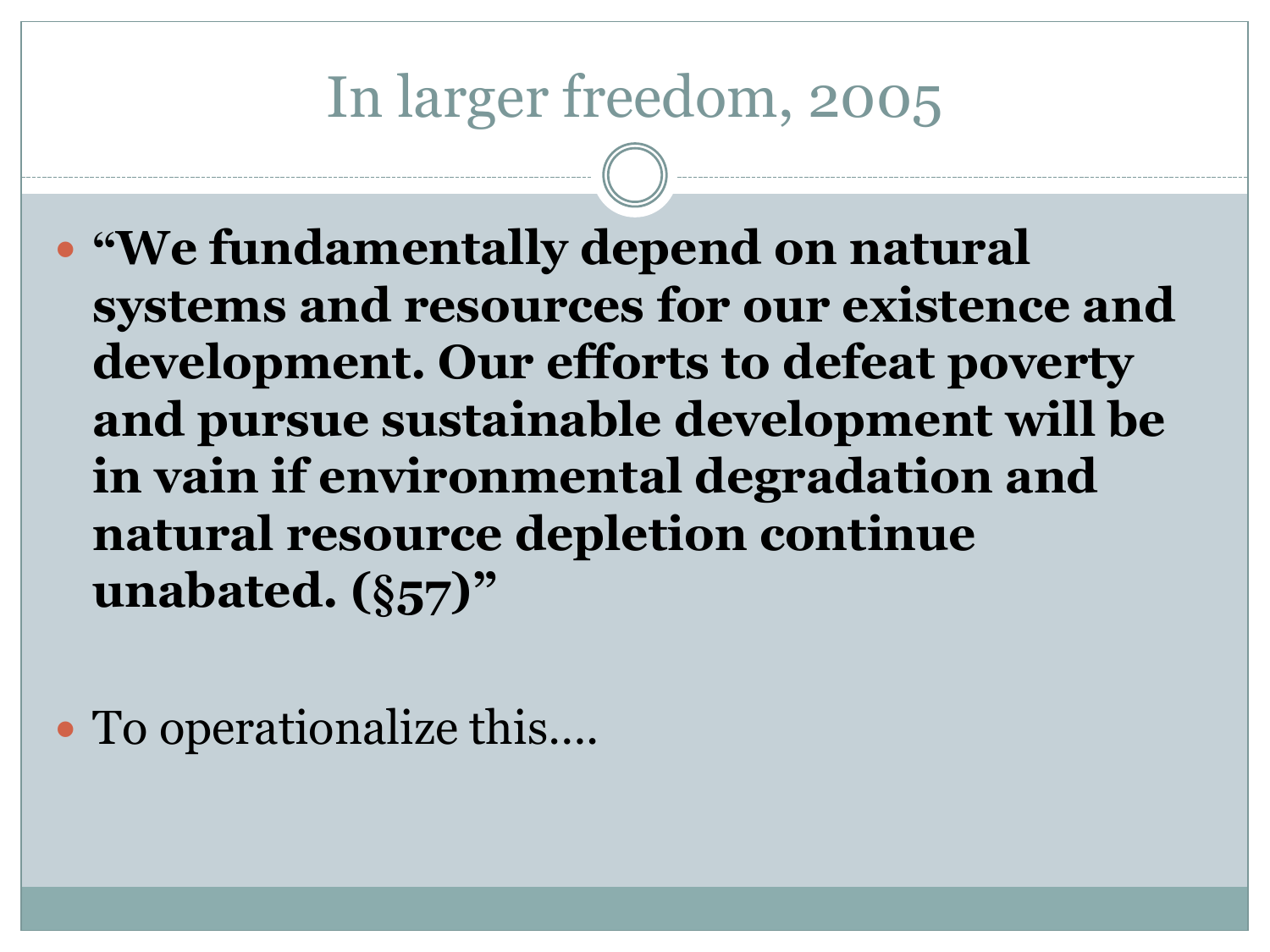# In larger freedom, 2005

- **“We fundamentally depend on natural systems and resources for our existence and development. Our efforts to defeat poverty and pursue sustainable development will be in vain if environmental degradation and natural resource depletion continue unabated. (§57)”**

- To operationalize this….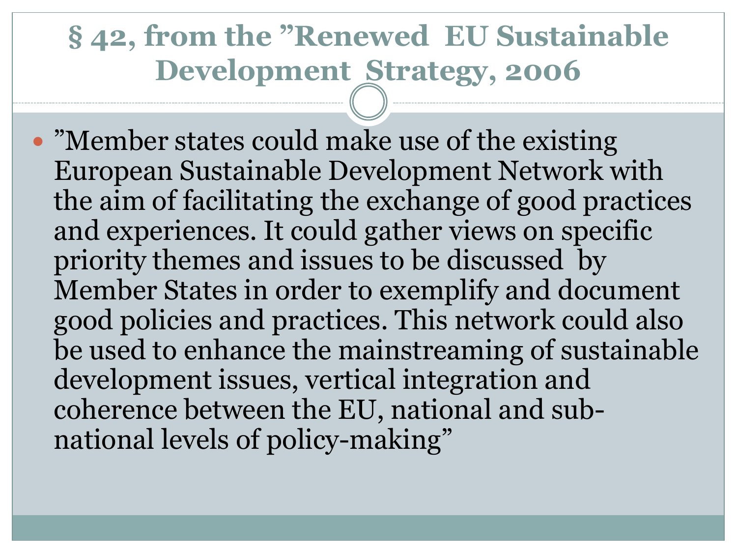# § 42, from the ”Renewed EU Sustainable Development Strategy, 2006

- ”Member states could make use of the existing European Sustainable Development Network with the aim of facilitating the exchange of good practices and experiences. It could gather views on specific priority themes and issues to be discussed by Member States in order to exemplify and document good policies and practices. This network could also be used to enhance the mainstreaming of sustainable development issues, vertical integration and coherence between the EU, national and sub-national levels of policy-making”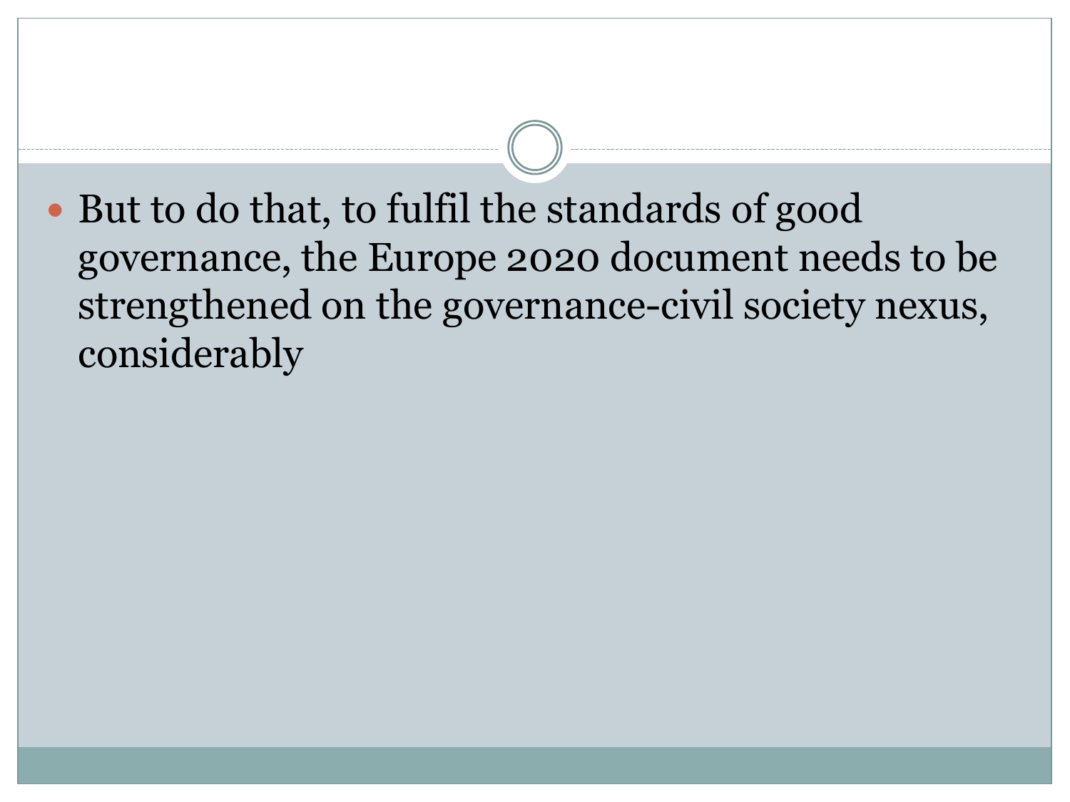- But to do that, to fulfil the standards of good governance, the Europe 2020 document needs to be strengthened on the governance-civil society nexus, considerably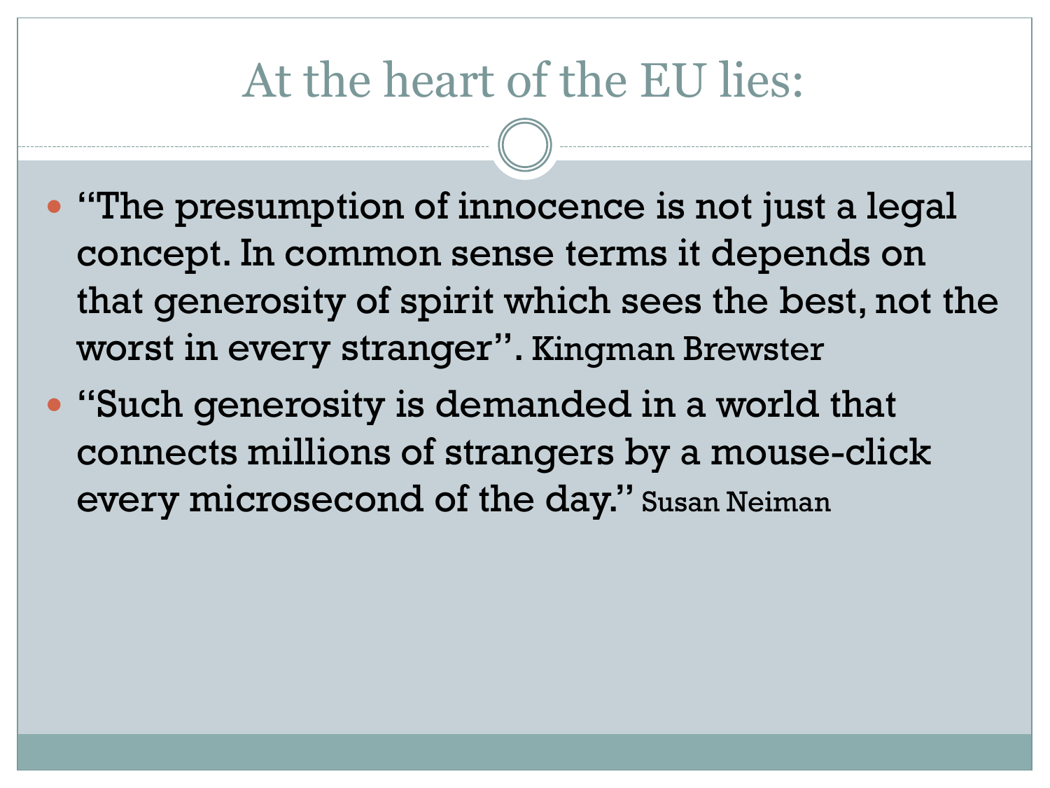# At the heart of the EU lies:

- "The presumption of innocence is not just a legal concept. In common sense terms it depends on that generosity of spirit which sees the best, not the worst in every stranger". Kingman Brewster
- "Such generosity is demanded in a world that connects millions of strangers by a mouse-click every microsecond of the day." Susan Neiman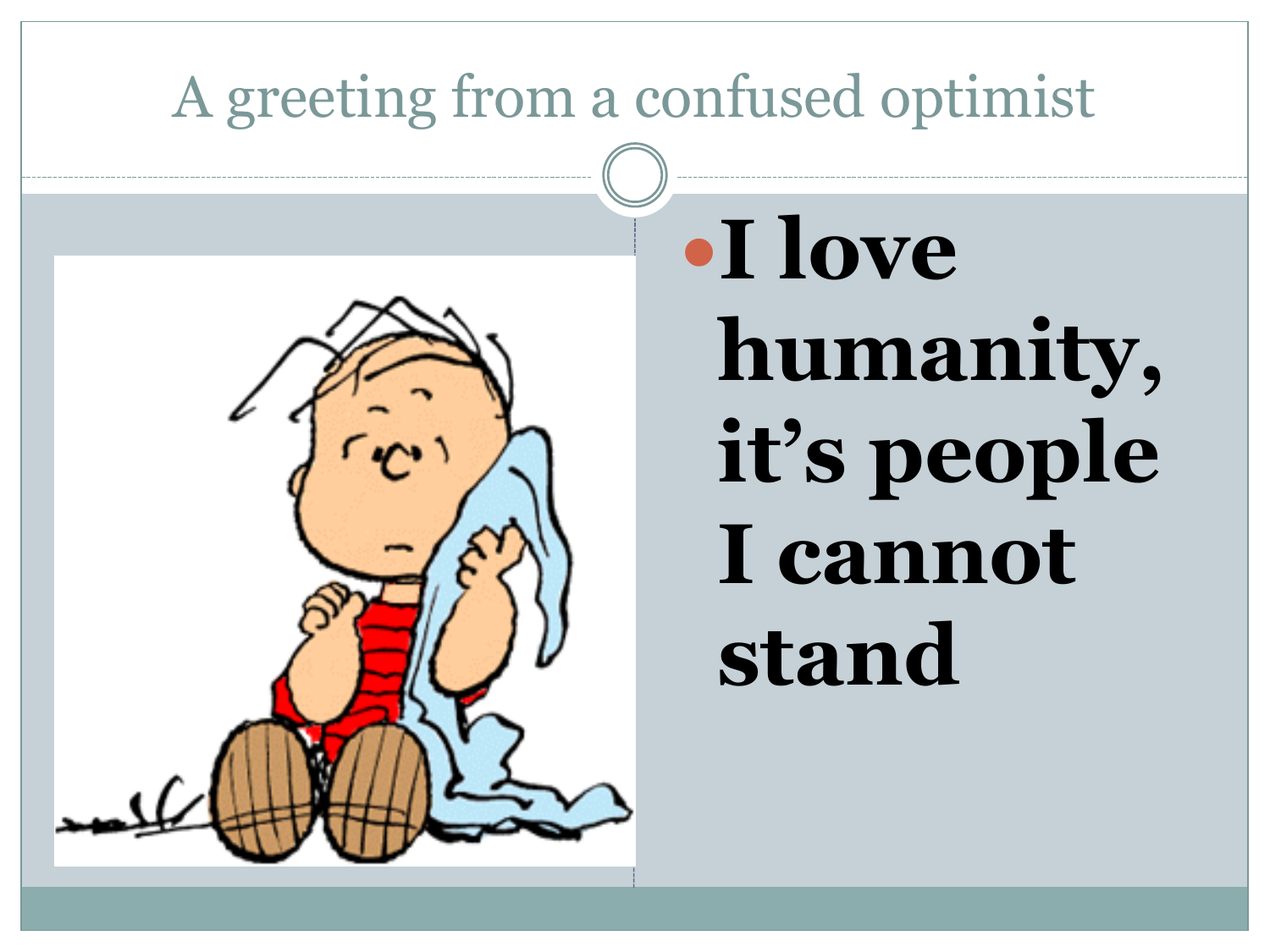# A greeting from a confused optimist

- **I love humanity, it's people I cannot stand**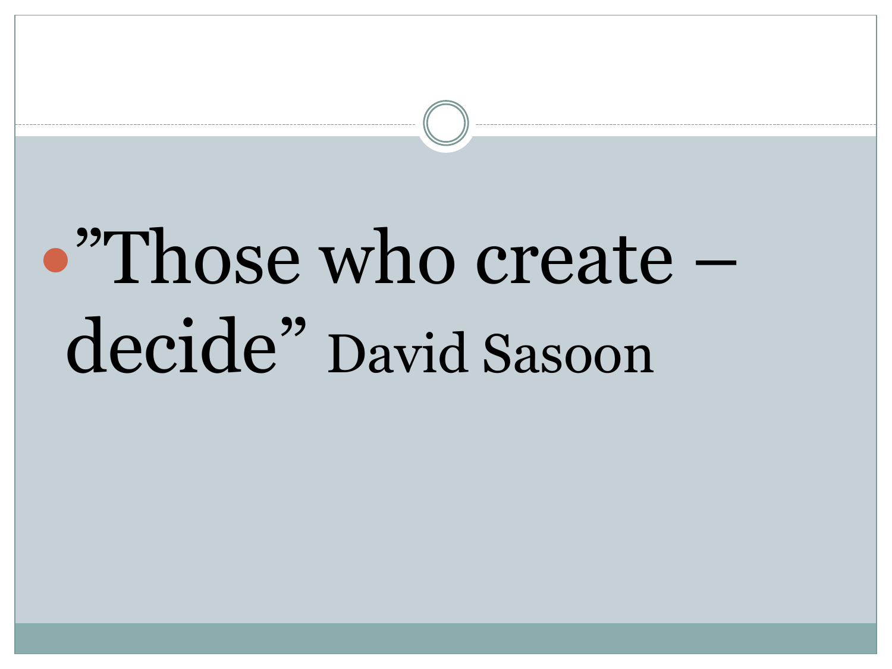- ”Those who create – decide” David Sasoon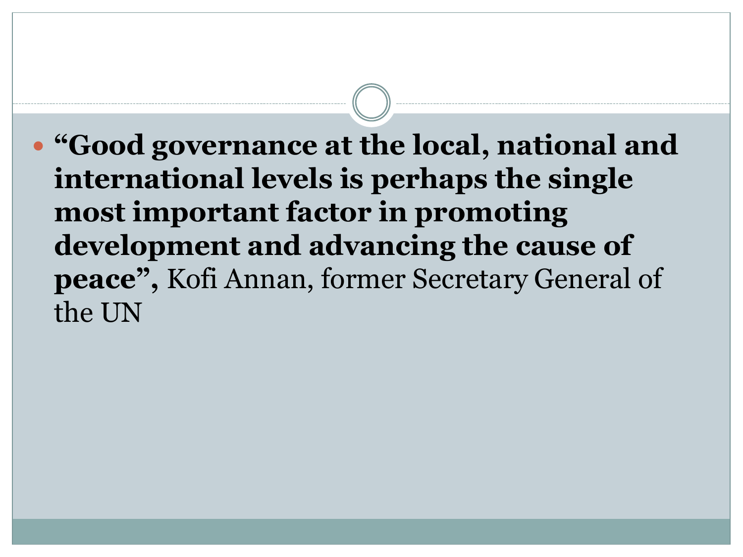- **"Good governance at the local, national and international levels is perhaps the single most important factor in promoting development and advancing the cause of peace",** Kofi Annan, former Secretary General of the UN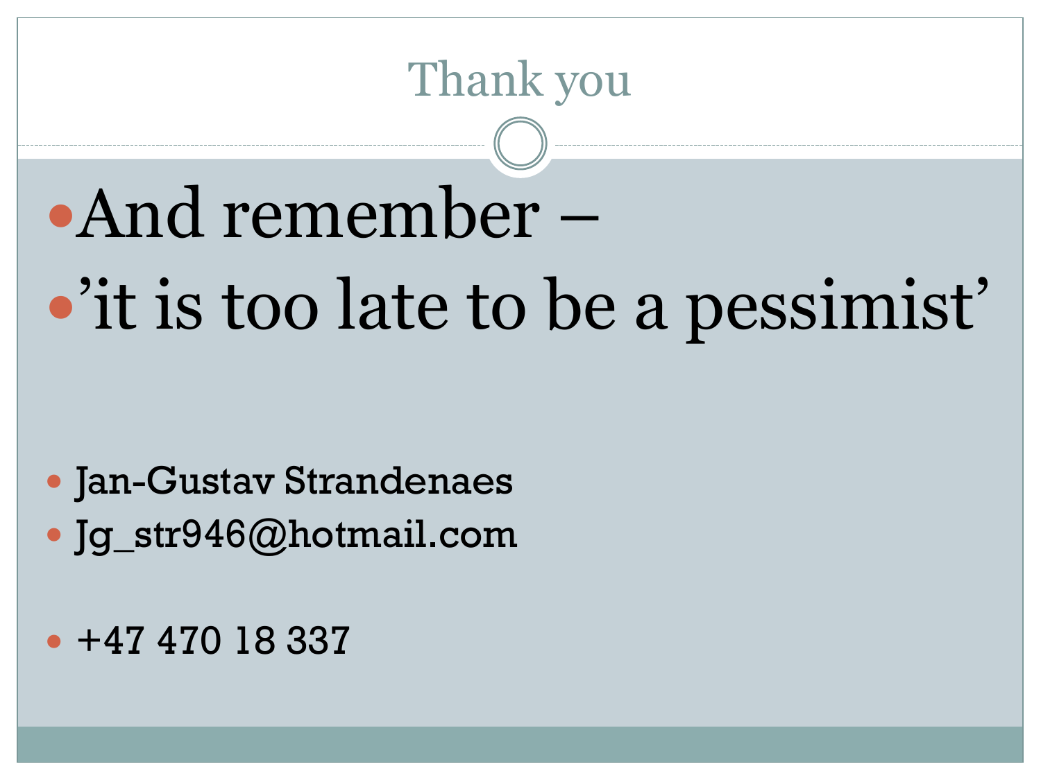# Thank you

- And remember –
- ’it is too late to be a pessimist’

- Jan-Gustav Strandenaes
- Jg_str946@hotmail.com

- +47 470 18 337